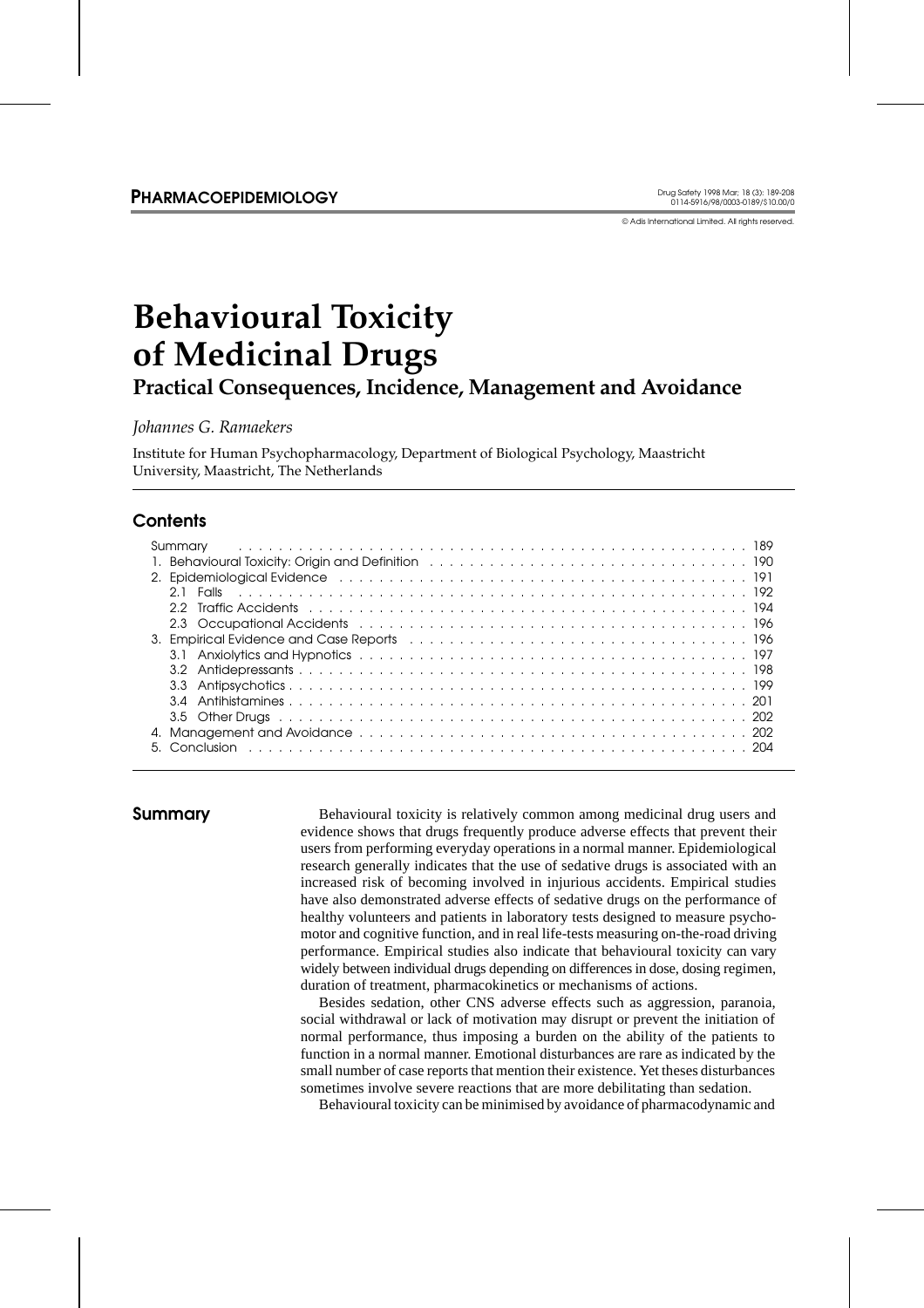PHARMACOEPIDEMIOLOGY

# Behavioural Toxicity of Medicinal Drugs

## Practical Consequences, Incidence, Management and Avoidance

*Johannes G. Ramaekers*

Institute for Human Psychopharmacology, Department of Biological Psychology, Maastricht University, Maastricht, The Netherlands

## Contents

| | |
|---|---|
| Summary | 189 |
| 1. Behavioural Toxicity: Origin and Definition | 190 |
| 2. Epidemiological Evidence | 191 |
| 2.1 Falls | 192 |
| 2.2 Traffic Accidents | 194 |
| 2.3 Occupational Accidents | 196 |
| 3. Empirical Evidence and Case Reports | 196 |
| 3.1 Anxiolytics and Hypnotics | 197 |
| 3.2 Antidepressants | 198 |
| 3.3 Antipsychotics | 199 |
| 3.4 Antihistamines | 201 |
| 3.5 Other Drugs | 202 |
| 4. Management and Avoidance | 202 |
| 5. Conclusion | 204 |

## Summary

Behavioural toxicity is relatively common among medicinal drug users and evidence shows that drugs frequently produce adverse effects that prevent their users from performing everyday operations in a normal manner. Epidemiological research generally indicates that the use of sedative drugs is associated with an increased risk of becoming involved in injurious accidents. Empirical studies have also demonstrated adverse effects of sedative drugs on the performance of healthy volunteers and patients in laboratory tests designed to measure psychomotor and cognitive function, and in real life-tests measuring on-the-road driving performance. Empirical studies also indicate that behavioural toxicity can vary widely between individual drugs depending on differences in dose, dosing regimen, duration of treatment, pharmacokinetics or mechanisms of actions.

Besides sedation, other CNS adverse effects such as aggression, paranoia, social withdrawal or lack of motivation may disrupt or prevent the initiation of normal performance, thus imposing a burden on the ability of the patients to function in a normal manner. Emotional disturbances are rare as indicated by the small number of case reports that mention their existence. Yet theses disturbances sometimes involve severe reactions that are more debilitating than sedation.

Behavioural toxicity can be minimised by avoidance of pharmacodynamic and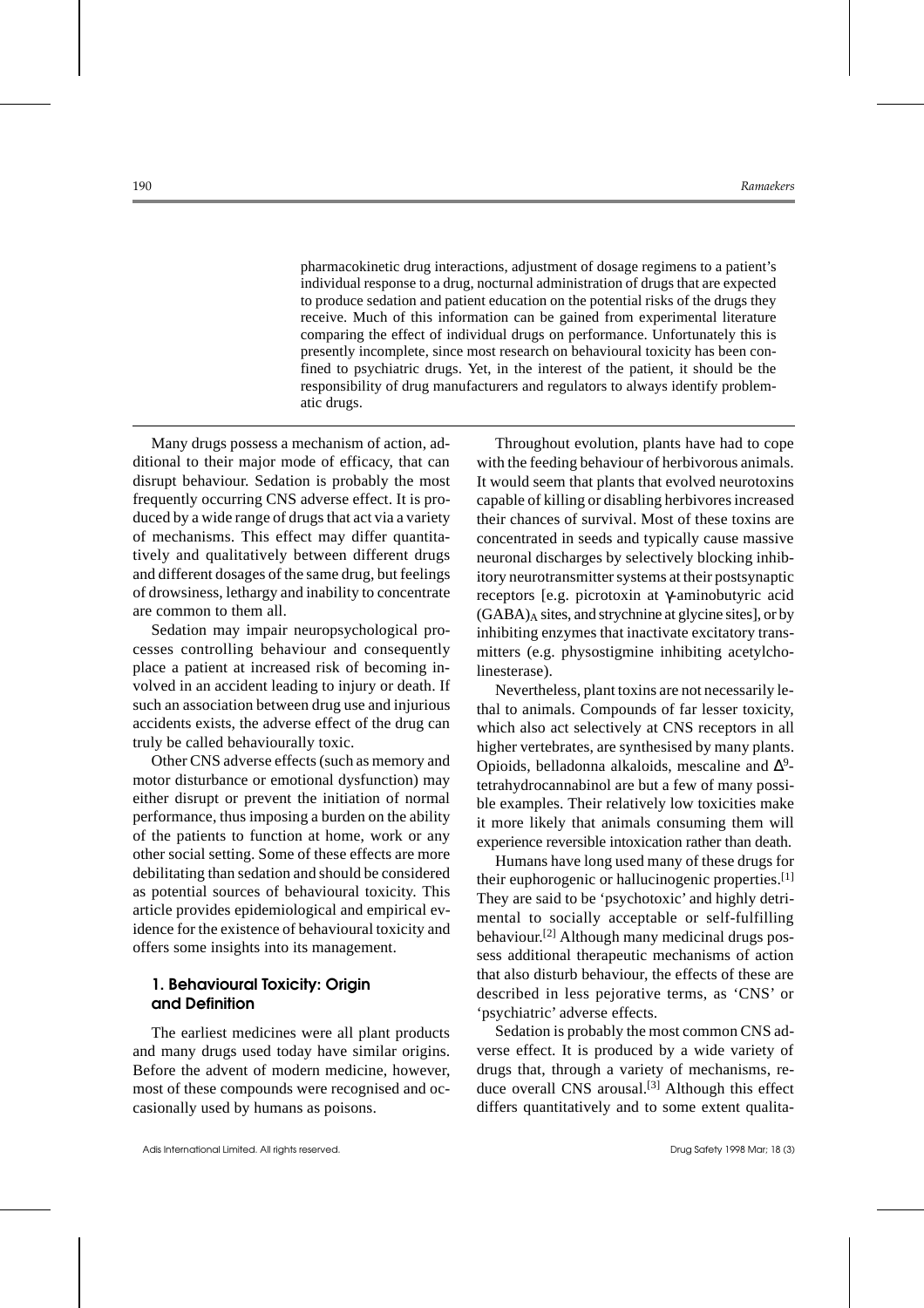pharmacokinetic drug interactions, adjustment of dosage regimens to a patient's individual response to a drug, nocturnal administration of drugs that are expected to produce sedation and patient education on the potential risks of the drugs they receive. Much of this information can be gained from experimental literature comparing the effect of individual drugs on performance. Unfortunately this is presently incomplete, since most research on behavioural toxicity has been confined to psychiatric drugs. Yet, in the interest of the patient, it should be the responsibility of drug manufacturers and regulators to always identify problematic drugs.

Many drugs possess a mechanism of action, additional to their major mode of efficacy, that can disrupt behaviour. Sedation is probably the most frequently occurring CNS adverse effect. It is produced by a wide range of drugs that act via a variety of mechanisms. This effect may differ quantitatively and qualitatively between different drugs and different dosages of the same drug, but feelings of drowsiness, lethargy and inability to concentrate are common to them all.

Sedation may impair neuropsychological processes controlling behaviour and consequently place a patient at increased risk of becoming involved in an accident leading to injury or death. If such an association between drug use and injurious accidents exists, the adverse effect of the drug can truly be called behaviourally toxic.

Other CNS adverse effects (such as memory and motor disturbance or emotional dysfunction) may either disrupt or prevent the initiation of normal performance, thus imposing a burden on the ability of the patients to function at home, work or any other social setting. Some of these effects are more debilitating than sedation and should be considered as potential sources of behavioural toxicity. This article provides epidemiological and empirical evidence for the existence of behavioural toxicity and offers some insights into its management.

## 1. Behavioural Toxicity: Origin and Definition

The earliest medicines were all plant products and many drugs used today have similar origins. Before the advent of modern medicine, however, most of these compounds were recognised and occasionally used by humans as poisons.

Throughout evolution, plants have had to cope with the feeding behaviour of herbivorous animals. It would seem that plants that evolved neurotoxins capable of killing or disabling herbivores increased their chances of survival. Most of these toxins are concentrated in seeds and typically cause massive neuronal discharges by selectively blocking inhibitory neurotransmitter systems at their postsynaptic receptors [e.g. picrotoxin at γ-aminobutyric acid $(GABA)_A$ sites, and strychnine at glycine sites], or by inhibiting enzymes that inactivate excitatory transmitters (e.g. physostigmine inhibiting acetylcholinesterase).

Nevertheless, plant toxins are not necessarily lethal to animals. Compounds of far lesser toxicity, which also act selectively at CNS receptors in all higher vertebrates, are synthesised by many plants. Opioids, belladonna alkaloids, mescaline and $\Delta^9$-tetrahydrocannabinol are but a few of many possible examples. Their relatively low toxicities make it more likely that animals consuming them will experience reversible intoxication rather than death.

Humans have long used many of these drugs for their euphorogenic or hallucinogenic properties.[1] They are said to be 'psychotoxic' and highly detrimental to socially acceptable or self-fulfilling behaviour.[2] Although many medicinal drugs possess additional therapeutic mechanisms of action that also disturb behaviour, the effects of these are described in less pejorative terms, as 'CNS' or 'psychiatric' adverse effects.

Sedation is probably the most common CNS adverse effect. It is produced by a wide variety of drugs that, through a variety of mechanisms, reduce overall CNS arousal.[3] Although this effect differs quantitatively and to some extent qualita-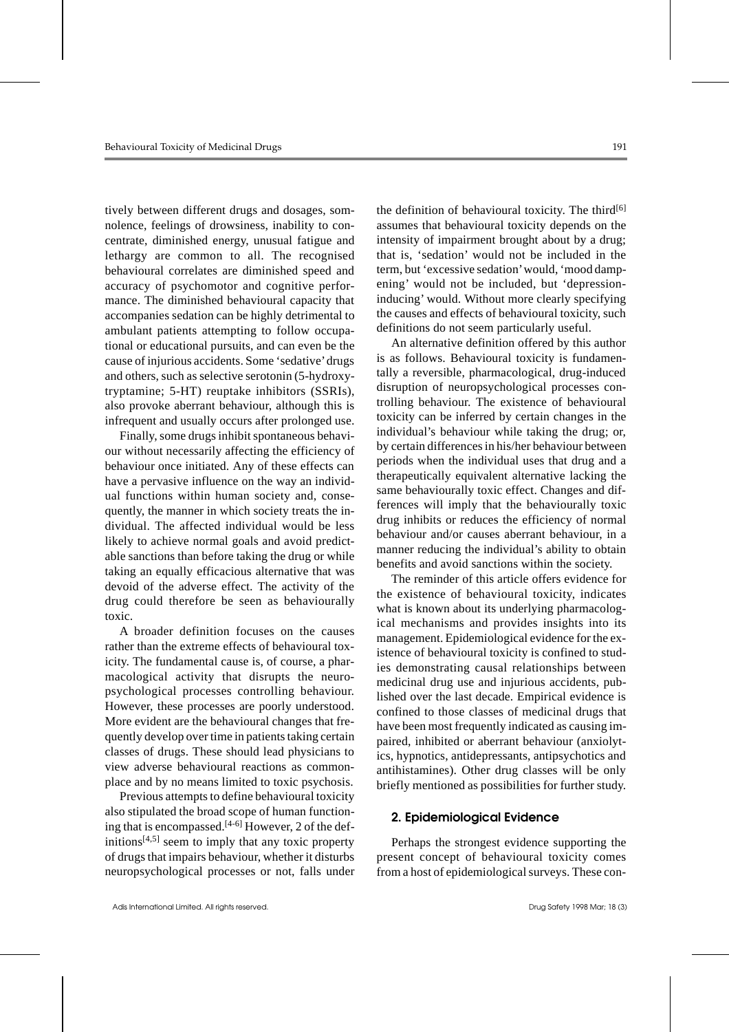tively between different drugs and dosages, somnolence, feelings of drowsiness, inability to concentrate, diminished energy, unusual fatigue and lethargy are common to all. The recognised behavioural correlates are diminished speed and accuracy of psychomotor and cognitive performance. The diminished behavioural capacity that accompanies sedation can be highly detrimental to ambulant patients attempting to follow occupational or educational pursuits, and can even be the cause of injurious accidents. Some 'sedative' drugs and others, such as selective serotonin (5-hydroxytryptamine; 5-HT) reuptake inhibitors (SSRIs), also provoke aberrant behaviour, although this is infrequent and usually occurs after prolonged use.

Finally, some drugs inhibit spontaneous behaviour without necessarily affecting the efficiency of behaviour once initiated. Any of these effects can have a pervasive influence on the way an individual functions within human society and, consequently, the manner in which society treats the individual. The affected individual would be less likely to achieve normal goals and avoid predictable sanctions than before taking the drug or while taking an equally efficacious alternative that was devoid of the adverse effect. The activity of the drug could therefore be seen as behaviourally toxic.

A broader definition focuses on the causes rather than the extreme effects of behavioural toxicity. The fundamental cause is, of course, a pharmacological activity that disrupts the neuropsychological processes controlling behaviour. However, these processes are poorly understood. More evident are the behavioural changes that frequently develop over time in patients taking certain classes of drugs. These should lead physicians to view adverse behavioural reactions as commonplace and by no means limited to toxic psychosis.

Previous attempts to define behavioural toxicity also stipulated the broad scope of human functioning that is encompassed.[4-6] However, 2 of the definitions[4,5] seem to imply that any toxic property of drugs that impairs behaviour, whether it disturbs neuropsychological processes or not, falls under the definition of behavioural toxicity. The third[6] assumes that behavioural toxicity depends on the intensity of impairment brought about by a drug; that is, 'sedation' would not be included in the term, but 'excessive sedation' would, 'mood dampening' would not be included, but 'depression-inducing' would. Without more clearly specifying the causes and effects of behavioural toxicity, such definitions do not seem particularly useful.

An alternative definition offered by this author is as follows. Behavioural toxicity is fundamentally a reversible, pharmacological, drug-induced disruption of neuropsychological processes controlling behaviour. The existence of behavioural toxicity can be inferred by certain changes in the individual's behaviour while taking the drug; or, by certain differences in his/her behaviour between periods when the individual uses that drug and a therapeutically equivalent alternative lacking the same behaviourally toxic effect. Changes and differences will imply that the behaviourally toxic drug inhibits or reduces the efficiency of normal behaviour and/or causes aberrant behaviour, in a manner reducing the individual's ability to obtain benefits and avoid sanctions within the society.

The reminder of this article offers evidence for the existence of behavioural toxicity, indicates what is known about its underlying pharmacological mechanisms and provides insights into its management. Epidemiological evidence for the existence of behavioural toxicity is confined to studies demonstrating causal relationships between medicinal drug use and injurious accidents, published over the last decade. Empirical evidence is confined to those classes of medicinal drugs that have been most frequently indicated as causing impaired, inhibited or aberrant behaviour (anxiolytics, hypnotics, antidepressants, antipsychotics and antihistamines). Other drug classes will be only briefly mentioned as possibilities for further study.

## 2. Epidemiological Evidence

Perhaps the strongest evidence supporting the present concept of behavioural toxicity comes from a host of epidemiological surveys. These con-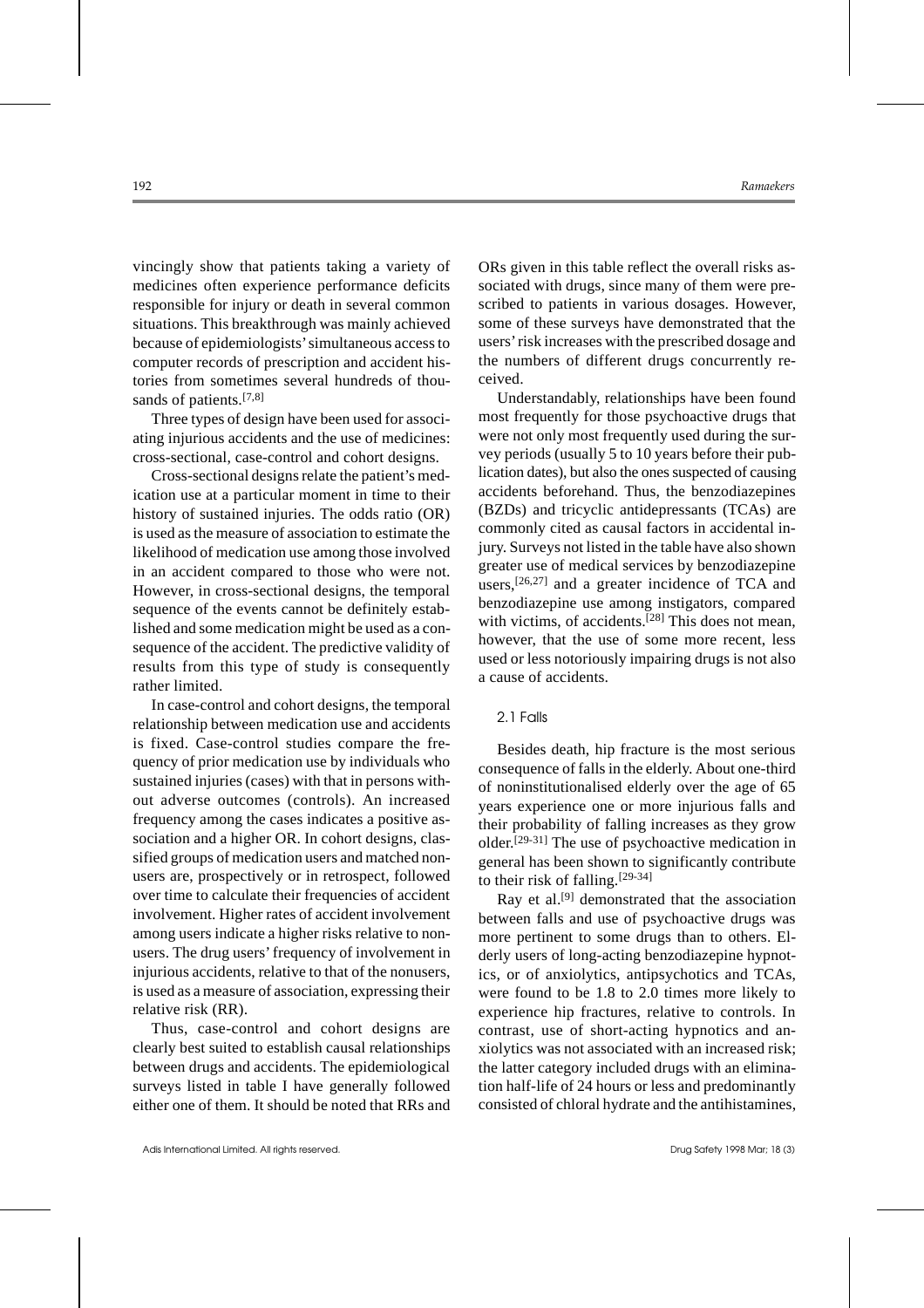vincingly show that patients taking a variety of medicines often experience performance deficits responsible for injury or death in several common situations. This breakthrough was mainly achieved because of epidemiologists' simultaneous access to computer records of prescription and accident histories from sometimes several hundreds of thousands of patients.[7,8]

Three types of design have been used for associating injurious accidents and the use of medicines: cross-sectional, case-control and cohort designs.

Cross-sectional designs relate the patient's medication use at a particular moment in time to their history of sustained injuries. The odds ratio (OR) is used as the measure of association to estimate the likelihood of medication use among those involved in an accident compared to those who were not. However, in cross-sectional designs, the temporal sequence of the events cannot be definitely established and some medication might be used as a consequence of the accident. The predictive validity of results from this type of study is consequently rather limited.

In case-control and cohort designs, the temporal relationship between medication use and accidents is fixed. Case-control studies compare the frequency of prior medication use by individuals who sustained injuries (cases) with that in persons without adverse outcomes (controls). An increased frequency among the cases indicates a positive association and a higher OR. In cohort designs, classified groups of medication users and matched nonusers are, prospectively or in retrospect, followed over time to calculate their frequencies of accident involvement. Higher rates of accident involvement among users indicate a higher risks relative to nonusers. The drug users' frequency of involvement in injurious accidents, relative to that of the nonusers, is used as a measure of association, expressing their relative risk (RR).

Thus, case-control and cohort designs are clearly best suited to establish causal relationships between drugs and accidents. The epidemiological surveys listed in table I have generally followed either one of them. It should be noted that RRs and ORs given in this table reflect the overall risks associated with drugs, since many of them were prescribed to patients in various dosages. However, some of these surveys have demonstrated that the users' risk increases with the prescribed dosage and the numbers of different drugs concurrently received.

Understandably, relationships have been found most frequently for those psychoactive drugs that were not only most frequently used during the survey periods (usually 5 to 10 years before their publication dates), but also the ones suspected of causing accidents beforehand. Thus, the benzodiazepines (BZDs) and tricyclic antidepressants (TCAs) are commonly cited as causal factors in accidental injury. Surveys not listed in the table have also shown greater use of medical services by benzodiazepine users,[26,27] and a greater incidence of TCA and benzodiazepine use among instigators, compared with victims, of accidents.[28] This does not mean, however, that the use of some more recent, less used or less notoriously impairing drugs is not also a cause of accidents.

### 2.1 Falls

Besides death, hip fracture is the most serious consequence of falls in the elderly. About one-third of noninstitutionalised elderly over the age of 65 years experience one or more injurious falls and their probability of falling increases as they grow older.[29-31] The use of psychoactive medication in general has been shown to significantly contribute to their risk of falling.[29-34]

Ray et al.[9] demonstrated that the association between falls and use of psychoactive drugs was more pertinent to some drugs than to others. Elderly users of long-acting benzodiazepine hypnotics, or of anxiolytics, antipsychotics and TCAs, were found to be 1.8 to 2.0 times more likely to experience hip fractures, relative to controls. In contrast, use of short-acting hypnotics and anxiolytics was not associated with an increased risk; the latter category included drugs with an elimination half-life of 24 hours or less and predominantly consisted of chloral hydrate and the antihistamines,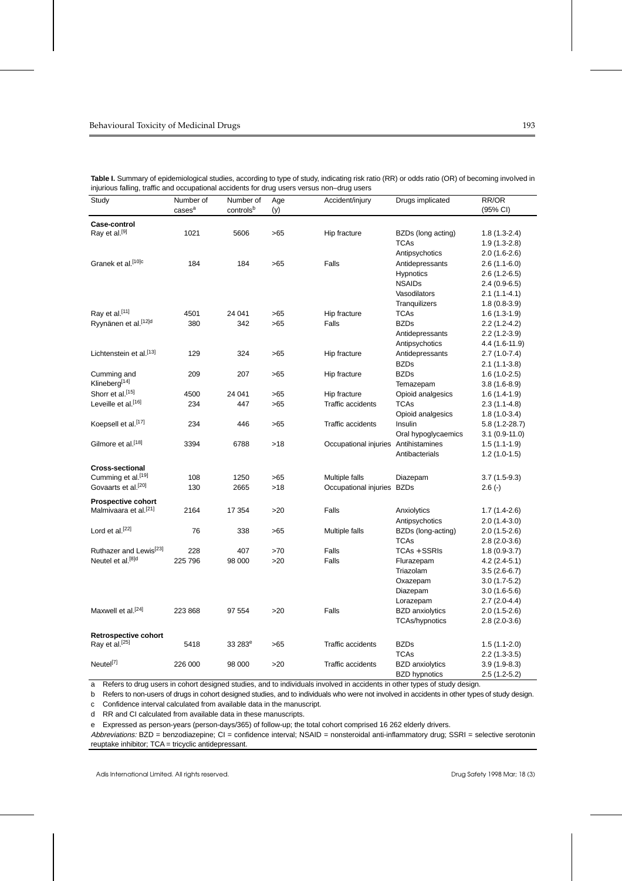**Table I.** Summary of epidemiological studies, according to type of study, indicating risk ratio (RR) or odds ratio (OR) of becoming involved in injurious falling, traffic and occupational accidents for drug users versus non–drug users

| Study | Number of cases[a] | Number of controls[b] | Age (y) | Accident/injury | Drugs implicated | RR/OR (95% CI) |
|---|---|---|---|---|---|---|
| **Case-control** | | | | | | |
| Ray et al.[9] | 1021 | 5606 | >65 | Hip fracture | BZDs (long acting) | 1.8 (1.3-2.4) |
| | | | | | TCAs | 1.9 (1.3-2.8) |
| | | | | | Antipsychotics | 2.0 (1.6-2.6) |
| Granek et al.[10]c | 184 | 184 | >65 | Falls | Antidepressants | 2.6 (1.1-6.0) |
| | | | | | Hypnotics | 2.6 (1.2-6.5) |
| | | | | | NSAIDs | 2.4 (0.9-6.5) |
| | | | | | Vasodilators | 2.1 (1.1-4.1) |
| | | | | | Tranquilizers | 1.8 (0.8-3.9) |
| Ray et al.[11] | 4501 | 24 041 | >65 | Hip fracture | TCAs | 1.6 (1.3-1.9) |
| Ryynänen et al.[12]d | 380 | 342 | >65 | Falls | BZDs | 2.2 (1.2-4.2) |
| | | | | | Antidepressants | 2.2 (1.2-3.9) |
| | | | | | Antipsychotics | 4.4 (1.6-11.9) |
| Lichtenstein et al.[13] | 129 | 324 | >65 | Hip fracture | Antidepressants | 2.7 (1.0-7.4) |
| | | | | | BZDs | 2.1 (1.1-3.8) |
| Cumming and Klineberg[14] | 209 | 207 | >65 | Hip fracture | BZDs | 1.6 (1.0-2.5) |
| | | | | | Temazepam | 3.8 (1.6-8.9) |
| Shorr et al.[15] | 4500 | 24 041 | >65 | Hip fracture | Opioid analgesics | 1.6 (1.4-1.9) |
| Leveille et al.[16] | 234 | 447 | >65 | Traffic accidents | TCAs | 2.3 (1.1-4.8) |
| | | | | | Opioid analgesics | 1.8 (1.0-3.4) |
| Koepsell et al.[17] | 234 | 446 | >65 | Traffic accidents | Insulin | 5.8 (1.2-28.7) |
| | | | | | Oral hypoglycaemics | 3.1 (0.9-11.0) |
| Gilmore et al.[18] | 3394 | 6788 | >18 | Occupational injuries | Antihistamines | 1.5 (1.1-1.9) |
| | | | | | Antibacterials | 1.2 (1.0-1.5) |
| **Cross-sectional** | | | | | | |
| Cumming et al.[19] | 108 | 1250 | >65 | Multiple falls | Diazepam | 3.7 (1.5-9.3) |
| Govaarts et al.[20] | 130 | 2665 | >18 | Occupational injuries | BZDs | 2.6 (-) |
| **Prospective cohort** | | | | | | |
| Malmivaara et al.[21] | 2164 | 17 354 | >20 | Falls | Anxiolytics | 1.7 (1.4-2.6) |
| | | | | | Antipsychotics | 2.0 (1.4-3.0) |
| Lord et al.[22] | 76 | 338 | >65 | Multiple falls | BZDs (long-acting) | 2.0 (1.5-2.6) |
| | | | | | TCAs | 2.8 (2.0-3.6) |
| Ruthazer and Lewis[23] | 228 | 407 | >70 | Falls | TCAs + SSRIs | 1.8 (0.9-3.7) |
| Neutel et al.[8]d | 225 796 | 98 000 | >20 | Falls | Flurazepam | 4.2 (2.4-5.1) |
| | | | | | Triazolam | 3.5 (2.6-6.7) |
| | | | | | Oxazepam | 3.0 (1.7-5.2) |
| | | | | | Diazepam | 3.0 (1.6-5.6) |
| | | | | | Lorazepam | 2.7 (2.0-4.4) |
| Maxwell et al.[24] | 223 868 | 97 554 | >20 | Falls | BZD anxiolytics | 2.0 (1.5-2.6) |
| | | | | | TCAs/hypnotics | 2.8 (2.0-3.6) |
| **Retrospective cohort** | | | | | | |
| Ray et al.[25] | 5418 | 33 283[e] | >65 | Traffic accidents | BZDs | 1.5 (1.1-2.0) |
| | | | | | TCAs | 2.2 (1.3-3.5) |
| Neutel[7] | 226 000 | 98 000 | >20 | Traffic accidents | BZD anxiolytics | 3.9 (1.9-8.3) |
| | | | | | BZD hypnotics | 2.5 (1.2-5.2) |

a Refers to drug users in cohort designed studies, and to individuals involved in accidents in other types of study design.

b Refers to non-users of drugs in cohort designed studies, and to individuals who were not involved in accidents in other types of study design.

c Confidence interval calculated from available data in the manuscript.

d RR and CI calculated from available data in these manuscripts.

e Expressed as person-years (person-days/365) of follow-up; the total cohort comprised 16 262 elderly drivers.

*Abbreviations:* BZD = benzodiazepine; CI = confidence interval; NSAID = nonsteroidal anti-inflammatory drug; SSRI = selective serotonin reuptake inhibitor; TCA = tricyclic antidepressant.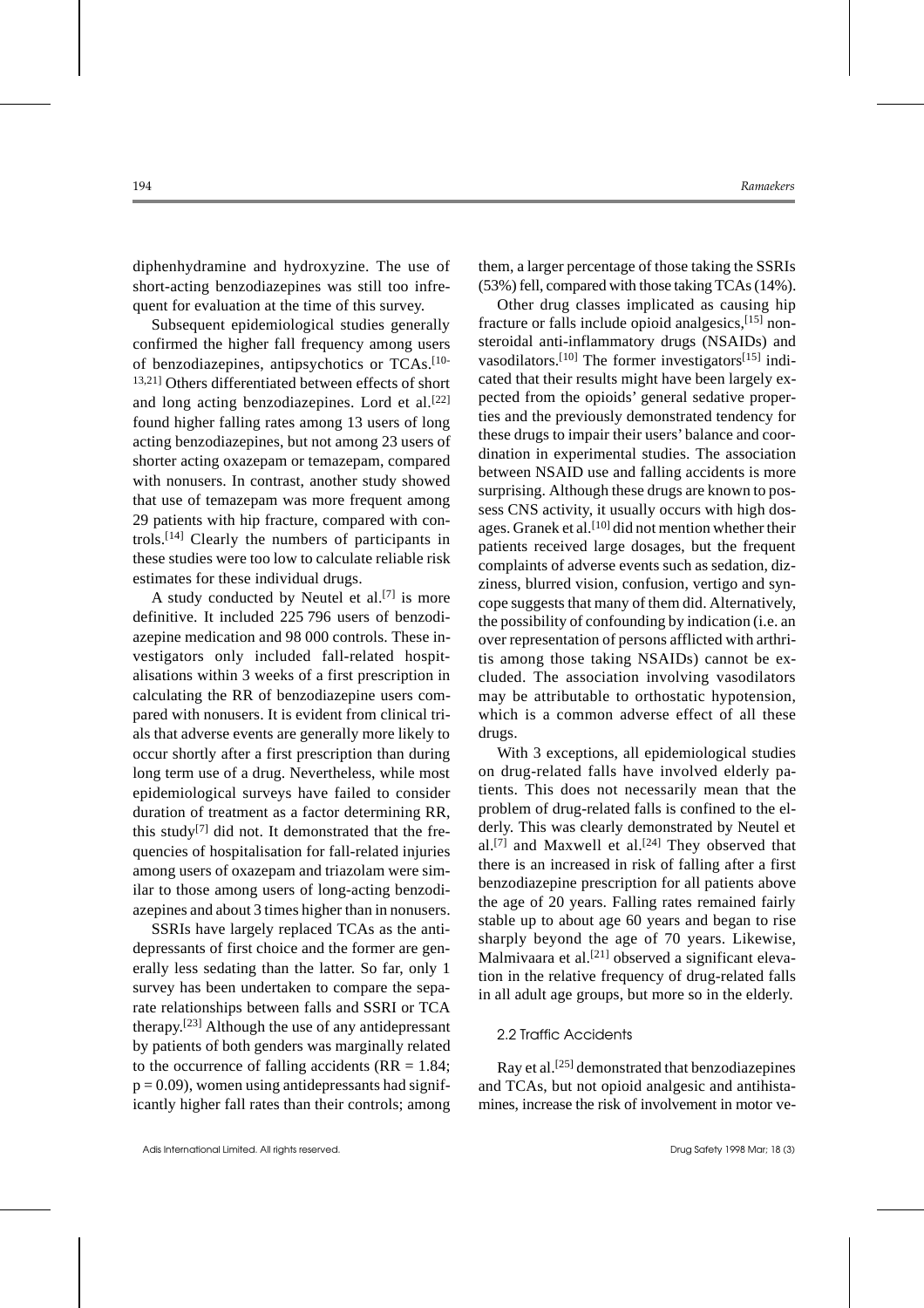diphenhydramine and hydroxyzine. The use of short-acting benzodiazepines was still too infrequent for evaluation at the time of this survey.

Subsequent epidemiological studies generally confirmed the higher fall frequency among users of benzodiazepines, antipsychotics or TCAs.[10-13,21] Others differentiated between effects of short and long acting benzodiazepines. Lord et al.[22] found higher falling rates among 13 users of long acting benzodiazepines, but not among 23 users of shorter acting oxazepam or temazepam, compared with nonusers. In contrast, another study showed that use of temazepam was more frequent among 29 patients with hip fracture, compared with controls.[14] Clearly the numbers of participants in these studies were too low to calculate reliable risk estimates for these individual drugs.

A study conducted by Neutel et al.[7] is more definitive. It included 225 796 users of benzodiazepine medication and 98 000 controls. These investigators only included fall-related hospitalisations within 3 weeks of a first prescription in calculating the RR of benzodiazepine users compared with nonusers. It is evident from clinical trials that adverse events are generally more likely to occur shortly after a first prescription than during long term use of a drug. Nevertheless, while most epidemiological surveys have failed to consider duration of treatment as a factor determining RR, this study[7] did not. It demonstrated that the frequencies of hospitalisation for fall-related injuries among users of oxazepam and triazolam were similar to those among users of long-acting benzodiazepines and about 3 times higher than in nonusers.

SSRIs have largely replaced TCAs as the antidepressants of first choice and the former are generally less sedating than the latter. So far, only 1 survey has been undertaken to compare the separate relationships between falls and SSRI or TCA therapy.[23] Although the use of any antidepressant by patients of both genders was marginally related to the occurrence of falling accidents ($RR = 1.84$; $p = 0.09$), women using antidepressants had significantly higher fall rates than their controls; among them, a larger percentage of those taking the SSRIs (53%) fell, compared with those taking TCAs (14%).

Other drug classes implicated as causing hip fracture or falls include opioid analgesics,[15] nonsteroidal anti-inflammatory drugs (NSAIDs) and vasodilators.[10] The former investigators[15] indicated that their results might have been largely expected from the opioids' general sedative properties and the previously demonstrated tendency for these drugs to impair their users' balance and coordination in experimental studies. The association between NSAID use and falling accidents is more surprising. Although these drugs are known to possess CNS activity, it usually occurs with high dosages. Granek et al.[10] did not mention whether their patients received large dosages, but the frequent complaints of adverse events such as sedation, dizziness, blurred vision, confusion, vertigo and syncope suggests that many of them did. Alternatively, the possibility of confounding by indication (i.e. an over representation of persons afflicted with arthritis among those taking NSAIDs) cannot be excluded. The association involving vasodilators may be attributable to orthostatic hypotension, which is a common adverse effect of all these drugs.

With 3 exceptions, all epidemiological studies on drug-related falls have involved elderly patients. This does not necessarily mean that the problem of drug-related falls is confined to the elderly. This was clearly demonstrated by Neutel et al.[7] and Maxwell et al.[24] They observed that there is an increased in risk of falling after a first benzodiazepine prescription for all patients above the age of 20 years. Falling rates remained fairly stable up to about age 60 years and began to rise sharply beyond the age of 70 years. Likewise, Malmivaara et al.[21] observed a significant elevation in the relative frequency of drug-related falls in all adult age groups, but more so in the elderly.

### 2.2 Traffic Accidents

Ray et al.[25] demonstrated that benzodiazepines and TCAs, but not opioid analgesic and antihistamines, increase the risk of involvement in motor ve-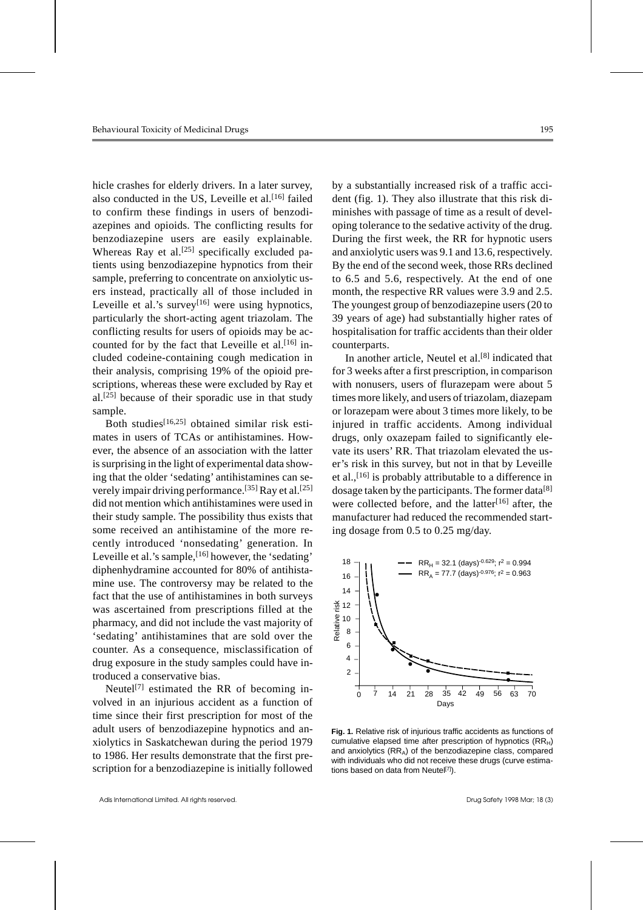hicle crashes for elderly drivers. In a later survey, also conducted in the US, Leveille et al.[16] failed to confirm these findings in users of benzodiazepines and opioids. The conflicting results for benzodiazepine users are easily explainable. Whereas Ray et al.[25] specifically excluded patients using benzodiazepine hypnotics from their sample, preferring to concentrate on anxiolytic users instead, practically all of those included in Leveille et al.'s survey[16] were using hypnotics, particularly the short-acting agent triazolam. The conflicting results for users of opioids may be accounted for by the fact that Leveille et al.[16] included codeine-containing cough medication in their analysis, comprising 19% of the opioid prescriptions, whereas these were excluded by Ray et al.[25] because of their sporadic use in that study sample.

Both studies[16,25] obtained similar risk estimates in users of TCAs or antihistamines. However, the absence of an association with the latter is surprising in the light of experimental data showing that the older 'sedating' antihistamines can severely impair driving performance.[35] Ray et al.[25] did not mention which antihistamines were used in their study sample. The possibility thus exists that some received an antihistamine of the more recently introduced 'nonsedating' generation. In Leveille et al.'s sample,[16] however, the 'sedating' diphenhydramine accounted for 80% of antihistamine use. The controversy may be related to the fact that the use of antihistamines in both surveys was ascertained from prescriptions filled at the pharmacy, and did not include the vast majority of 'sedating' antihistamines that are sold over the counter. As a consequence, misclassification of drug exposure in the study samples could have introduced a conservative bias.

Neutel[7] estimated the RR of becoming involved in an injurious accident as a function of time since their first prescription for most of the adult users of benzodiazepine hypnotics and anxiolytics in Saskatchewan during the period 1979 to 1986. Her results demonstrate that the first prescription for a benzodiazepine is initially followed by a substantially increased risk of a traffic accident (fig. 1). They also illustrate that this risk diminishes with passage of time as a result of developing tolerance to the sedative activity of the drug. During the first week, the RR for hypnotic users and anxiolytic users was 9.1 and 13.6, respectively. By the end of the second week, those RRs declined to 6.5 and 5.6, respectively. At the end of one month, the respective RR values were 3.9 and 2.5. The youngest group of benzodiazepine users (20 to 39 years of age) had substantially higher rates of hospitalisation for traffic accidents than their older counterparts.

In another article, Neutel et al.[8] indicated that for 3 weeks after a first prescription, in comparison with nonusers, users of flurazepam were about 5 times more likely, and users of triazolam, diazepam or lorazepam were about 3 times more likely, to be injured in traffic accidents. Among individual drugs, only oxazepam failed to significantly elevate its users' RR. That triazolam elevated the user's risk in this survey, but not in that by Leveille et al.,[16] is probably attributable to a difference in dosage taken by the participants. The former data[8] were collected before, and the latter[16] after, the manufacturer had reduced the recommended starting dosage from 0.5 to 0.25 mg/day.

$RR_H = 32.1\ (\text{days})^{-0.629}$; $r^2 = 0.994$

$RR_A = 77.7\ (\text{days})^{-0.976}$; $r^2 = 0.963$

**Fig. 1.** Relative risk of injurious traffic accidents as functions of cumulative elapsed time after prescription of hypnotics ($RR_H$) and anxiolytics ($RR_A$) of the benzodiazepine class, compared with individuals who did not receive these drugs (curve estimations based on data from Neutel[7]).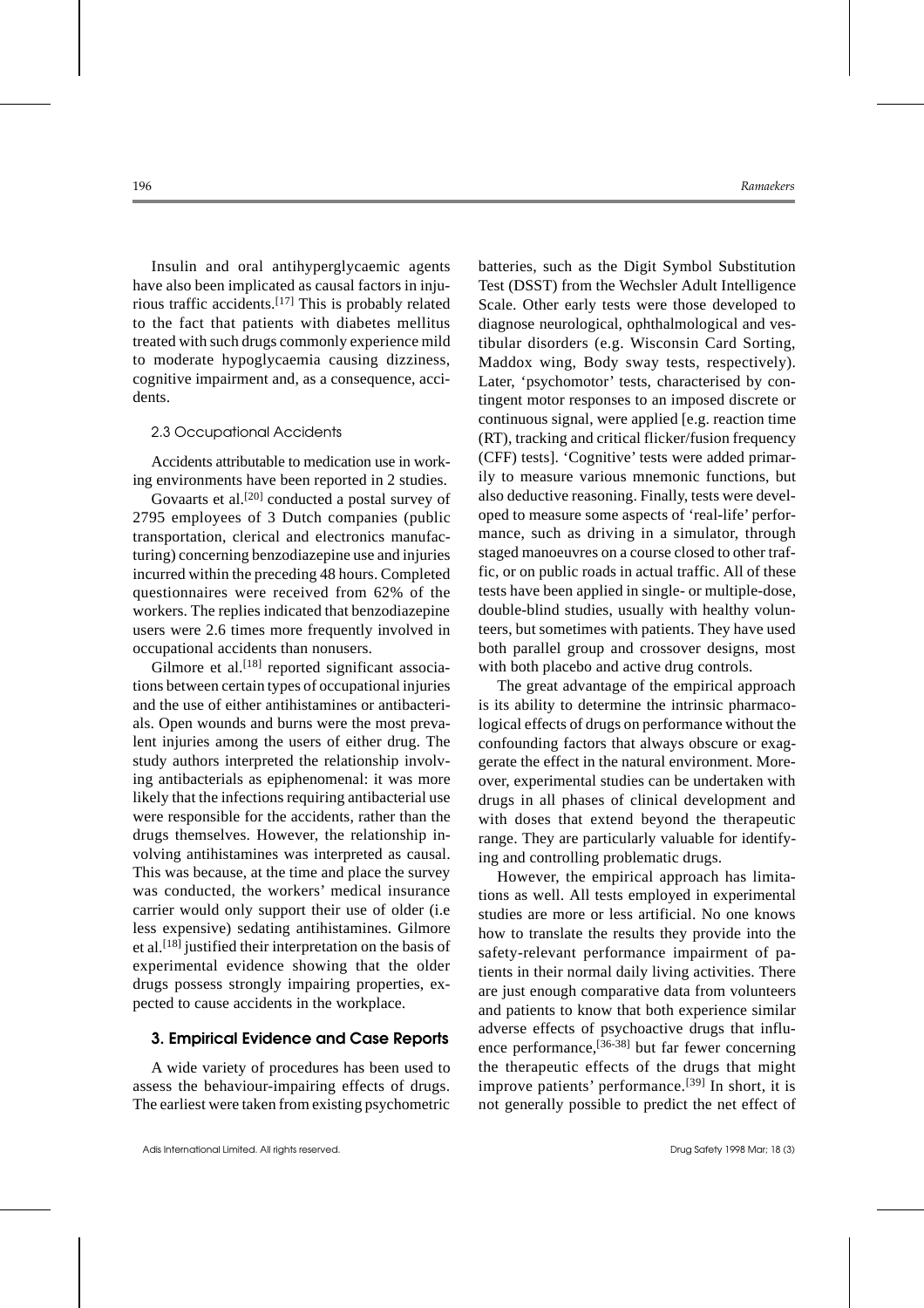Insulin and oral antihyperglycaemic agents have also been implicated as causal factors in injurious traffic accidents.[17] This is probably related to the fact that patients with diabetes mellitus treated with such drugs commonly experience mild to moderate hypoglycaemia causing dizziness, cognitive impairment and, as a consequence, accidents.

### 2.3 Occupational Accidents

Accidents attributable to medication use in working environments have been reported in 2 studies.

Govaarts et al.[20] conducted a postal survey of 2795 employees of 3 Dutch companies (public transportation, clerical and electronics manufacturing) concerning benzodiazepine use and injuries incurred within the preceding 48 hours. Completed questionnaires were received from 62% of the workers. The replies indicated that benzodiazepine users were 2.6 times more frequently involved in occupational accidents than nonusers.

Gilmore et al.[18] reported significant associations between certain types of occupational injuries and the use of either antihistamines or antibacterials. Open wounds and burns were the most prevalent injuries among the users of either drug. The study authors interpreted the relationship involving antibacterials as epiphenomenal: it was more likely that the infections requiring antibacterial use were responsible for the accidents, rather than the drugs themselves. However, the relationship involving antihistamines was interpreted as causal. This was because, at the time and place the survey was conducted, the workers' medical insurance carrier would only support their use of older (i.e less expensive) sedating antihistamines. Gilmore et al.[18] justified their interpretation on the basis of experimental evidence showing that the older drugs possess strongly impairing properties, expected to cause accidents in the workplace.

## 3. Empirical Evidence and Case Reports

A wide variety of procedures has been used to assess the behaviour-impairing effects of drugs. The earliest were taken from existing psychometric batteries, such as the Digit Symbol Substitution Test (DSST) from the Wechsler Adult Intelligence Scale. Other early tests were those developed to diagnose neurological, ophthalmological and vestibular disorders (e.g. Wisconsin Card Sorting, Maddox wing, Body sway tests, respectively). Later, 'psychomotor' tests, characterised by contingent motor responses to an imposed discrete or continuous signal, were applied [e.g. reaction time (RT), tracking and critical flicker/fusion frequency (CFF) tests]. 'Cognitive' tests were added primarily to measure various mnemonic functions, but also deductive reasoning. Finally, tests were developed to measure some aspects of 'real-life' performance, such as driving in a simulator, through staged manoeuvres on a course closed to other traffic, or on public roads in actual traffic. All of these tests have been applied in single- or multiple-dose, double-blind studies, usually with healthy volunteers, but sometimes with patients. They have used both parallel group and crossover designs, most with both placebo and active drug controls.

The great advantage of the empirical approach is its ability to determine the intrinsic pharmacological effects of drugs on performance without the confounding factors that always obscure or exaggerate the effect in the natural environment. Moreover, experimental studies can be undertaken with drugs in all phases of clinical development and with doses that extend beyond the therapeutic range. They are particularly valuable for identifying and controlling problematic drugs.

However, the empirical approach has limitations as well. All tests employed in experimental studies are more or less artificial. No one knows how to translate the results they provide into the safety-relevant performance impairment of patients in their normal daily living activities. There are just enough comparative data from volunteers and patients to know that both experience similar adverse effects of psychoactive drugs that influence performance,[36-38] but far fewer concerning the therapeutic effects of the drugs that might improve patients' performance.[39] In short, it is not generally possible to predict the net effect of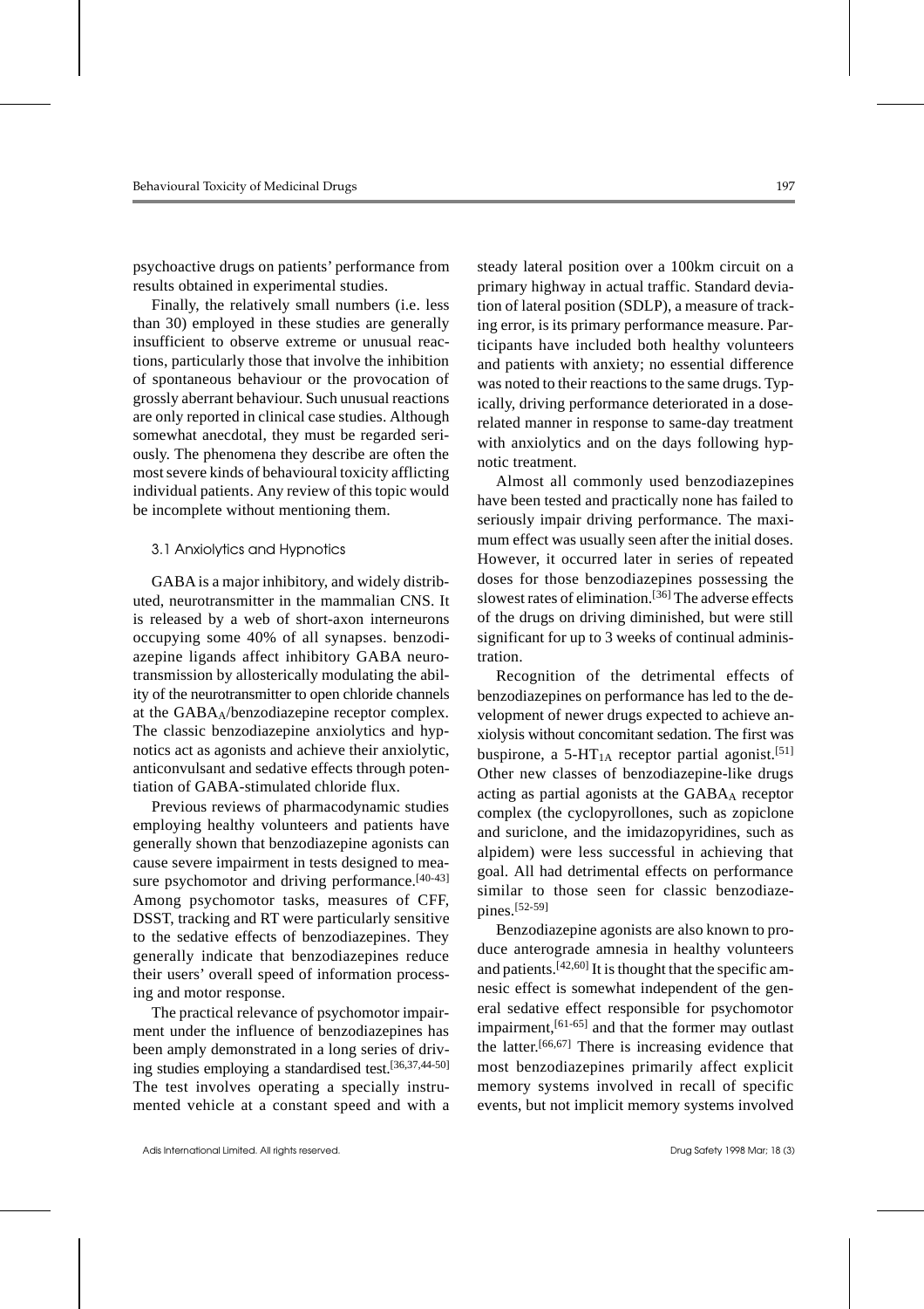psychoactive drugs on patients' performance from results obtained in experimental studies.

Finally, the relatively small numbers (i.e. less than 30) employed in these studies are generally insufficient to observe extreme or unusual reactions, particularly those that involve the inhibition of spontaneous behaviour or the provocation of grossly aberrant behaviour. Such unusual reactions are only reported in clinical case studies. Although somewhat anecdotal, they must be regarded seriously. The phenomena they describe are often the most severe kinds of behavioural toxicity afflicting individual patients. Any review of this topic would be incomplete without mentioning them.

### 3.1 Anxiolytics and Hypnotics

GABA is a major inhibitory, and widely distributed, neurotransmitter in the mammalian CNS. It is released by a web of short-axon interneurons occupying some 40% of all synapses. benzodiazepine ligands affect inhibitory GABA neurotransmission by allosterically modulating the ability of the neurotransmitter to open chloride channels at the $GABA_A$/benzodiazepine receptor complex. The classic benzodiazepine anxiolytics and hypnotics act as agonists and achieve their anxiolytic, anticonvulsant and sedative effects through potentiation of GABA-stimulated chloride flux.

Previous reviews of pharmacodynamic studies employing healthy volunteers and patients have generally shown that benzodiazepine agonists can cause severe impairment in tests designed to measure psychomotor and driving performance.[40-43] Among psychomotor tasks, measures of CFF, DSST, tracking and RT were particularly sensitive to the sedative effects of benzodiazepines. They generally indicate that benzodiazepines reduce their users' overall speed of information processing and motor response.

The practical relevance of psychomotor impairment under the influence of benzodiazepines has been amply demonstrated in a long series of driving studies employing a standardised test.[36,37,44-50] The test involves operating a specially instrumented vehicle at a constant speed and with a steady lateral position over a 100km circuit on a primary highway in actual traffic. Standard deviation of lateral position (SDLP), a measure of tracking error, is its primary performance measure. Participants have included both healthy volunteers and patients with anxiety; no essential difference was noted to their reactions to the same drugs. Typically, driving performance deteriorated in a dose-related manner in response to same-day treatment with anxiolytics and on the days following hypnotic treatment.

Almost all commonly used benzodiazepines have been tested and practically none has failed to seriously impair driving performance. The maximum effect was usually seen after the initial doses. However, it occurred later in series of repeated doses for those benzodiazepines possessing the slowest rates of elimination.[36] The adverse effects of the drugs on driving diminished, but were still significant for up to 3 weeks of continual administration.

Recognition of the detrimental effects of benzodiazepines on performance has led to the development of newer drugs expected to achieve anxiolysis without concomitant sedation. The first was buspirone, a $5\text{-}HT_{1A}$ receptor partial agonist.[51] Other new classes of benzodiazepine-like drugs acting as partial agonists at the $GABA_A$ receptor complex (the cyclopyrollones, such as zopiclone and suriclone, and the imidazopyridines, such as alpidem) were less successful in achieving that goal. All had detrimental effects on performance similar to those seen for classic benzodiazepines.[52-59]

Benzodiazepine agonists are also known to produce anterograde amnesia in healthy volunteers and patients.[42,60] It is thought that the specific amnesic effect is somewhat independent of the general sedative effect responsible for psychomotor impairment,[61-65] and that the former may outlast the latter.[66,67] There is increasing evidence that most benzodiazepines primarily affect explicit memory systems involved in recall of specific events, but not implicit memory systems involved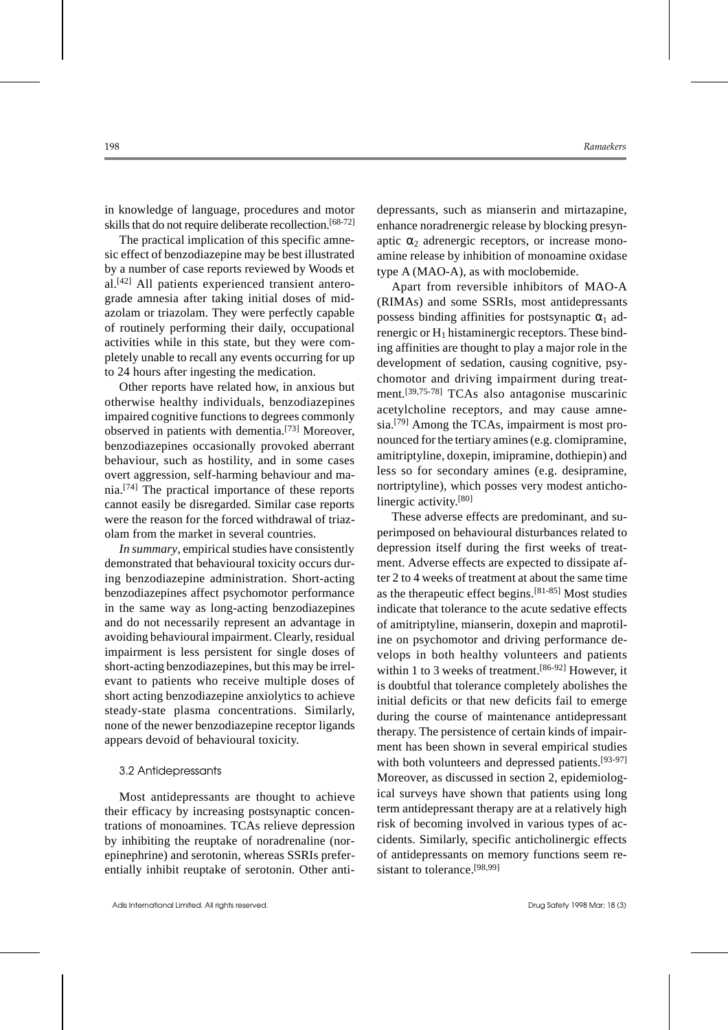in knowledge of language, procedures and motor skills that do not require deliberate recollection.[68-72]

The practical implication of this specific amnesic effect of benzodiazepine may be best illustrated by a number of case reports reviewed by Woods et al.[42] All patients experienced transient anterograde amnesia after taking initial doses of midazolam or triazolam. They were perfectly capable of routinely performing their daily, occupational activities while in this state, but they were completely unable to recall any events occurring for up to 24 hours after ingesting the medication.

Other reports have related how, in anxious but otherwise healthy individuals, benzodiazepines impaired cognitive functions to degrees commonly observed in patients with dementia.[73] Moreover, benzodiazepines occasionally provoked aberrant behaviour, such as hostility, and in some cases overt aggression, self-harming behaviour and mania.[74] The practical importance of these reports cannot easily be disregarded. Similar case reports were the reason for the forced withdrawal of triazolam from the market in several countries.

*In summary*, empirical studies have consistently demonstrated that behavioural toxicity occurs during benzodiazepine administration. Short-acting benzodiazepines affect psychomotor performance in the same way as long-acting benzodiazepines and do not necessarily represent an advantage in avoiding behavioural impairment. Clearly, residual impairment is less persistent for single doses of short-acting benzodiazepines, but this may be irrelevant to patients who receive multiple doses of short acting benzodiazepine anxiolytics to achieve steady-state plasma concentrations. Similarly, none of the newer benzodiazepine receptor ligands appears devoid of behavioural toxicity.

### 3.2 Antidepressants

Most antidepressants are thought to achieve their efficacy by increasing postsynaptic concentrations of monoamines. TCAs relieve depression by inhibiting the reuptake of noradrenaline (norepinephrine) and serotonin, whereas SSRIs preferentially inhibit reuptake of serotonin. Other antidepressants, such as mianserin and mirtazapine, enhance noradrenergic release by blocking presynaptic $\alpha_2$ adrenergic receptors, or increase monoamine release by inhibition of monoamine oxidase type A (MAO-A), as with moclobemide.

Apart from reversible inhibitors of MAO-A (RIMAs) and some SSRIs, most antidepressants possess binding affinities for postsynaptic $\alpha_1$ adrenergic or $H_1$ histaminergic receptors. These binding affinities are thought to play a major role in the development of sedation, causing cognitive, psychomotor and driving impairment during treatment.[39,75-78] TCAs also antagonise muscarinic acetylcholine receptors, and may cause amnesia.[79] Among the TCAs, impairment is most pronounced for the tertiary amines (e.g. clomipramine, amitriptyline, doxepin, imipramine, dothiepin) and less so for secondary amines (e.g. desipramine, nortriptyline), which posses very modest anticholinergic activity.[80]

These adverse effects are predominant, and superimposed on behavioural disturbances related to depression itself during the first weeks of treatment. Adverse effects are expected to dissipate after 2 to 4 weeks of treatment at about the same time as the therapeutic effect begins.[81-85] Most studies indicate that tolerance to the acute sedative effects of amitriptyline, mianserin, doxepin and maprotiline on psychomotor and driving performance develops in both healthy volunteers and patients within 1 to 3 weeks of treatment.[86-92] However, it is doubtful that tolerance completely abolishes the initial deficits or that new deficits fail to emerge during the course of maintenance antidepressant therapy. The persistence of certain kinds of impairment has been shown in several empirical studies with both volunteers and depressed patients.[93-97] Moreover, as discussed in section 2, epidemiological surveys have shown that patients using long term antidepressant therapy are at a relatively high risk of becoming involved in various types of accidents. Similarly, specific anticholinergic effects of antidepressants on memory functions seem resistant to tolerance.[98,99]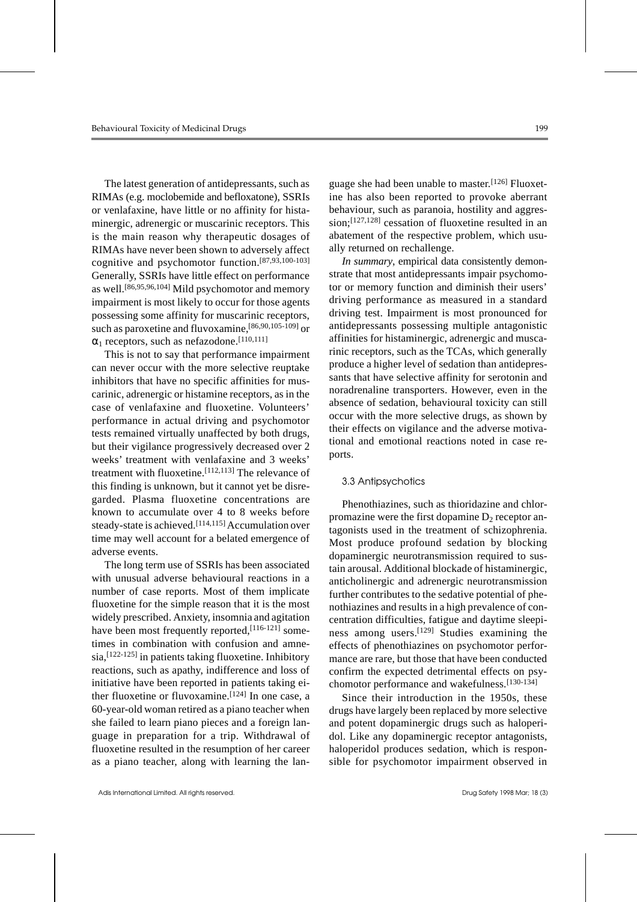The latest generation of antidepressants, such as RIMAs (e.g. moclobemide and befloxatone), SSRIs or venlafaxine, have little or no affinity for histaminergic, adrenergic or muscarinic receptors. This is the main reason why therapeutic dosages of RIMAs have never been shown to adversely affect cognitive and psychomotor function.[87,93,100-103] Generally, SSRIs have little effect on performance as well.[86,95,96,104] Mild psychomotor and memory impairment is most likely to occur for those agents possessing some affinity for muscarinic receptors, such as paroxetine and fluvoxamine,[86,90,105-109] or $\alpha_1$ receptors, such as nefazodone.[110,111]

This is not to say that performance impairment can never occur with the more selective reuptake inhibitors that have no specific affinities for muscarinic, adrenergic or histamine receptors, as in the case of venlafaxine and fluoxetine. Volunteers' performance in actual driving and psychomotor tests remained virtually unaffected by both drugs, but their vigilance progressively decreased over 2 weeks' treatment with venlafaxine and 3 weeks' treatment with fluoxetine.[112,113] The relevance of this finding is unknown, but it cannot yet be disregarded. Plasma fluoxetine concentrations are known to accumulate over 4 to 8 weeks before steady-state is achieved.[114,115] Accumulation over time may well account for a belated emergence of adverse events.

The long term use of SSRIs has been associated with unusual adverse behavioural reactions in a number of case reports. Most of them implicate fluoxetine for the simple reason that it is the most widely prescribed. Anxiety, insomnia and agitation have been most frequently reported,[116-121] sometimes in combination with confusion and amnesia,[122-125] in patients taking fluoxetine. Inhibitory reactions, such as apathy, indifference and loss of initiative have been reported in patients taking either fluoxetine or fluvoxamine.[124] In one case, a 60-year-old woman retired as a piano teacher when she failed to learn piano pieces and a foreign language in preparation for a trip. Withdrawal of fluoxetine resulted in the resumption of her career as a piano teacher, along with learning the language she had been unable to master.[126] Fluoxetine has also been reported to provoke aberrant behaviour, such as paranoia, hostility and aggression;[127,128] cessation of fluoxetine resulted in an abatement of the respective problem, which usually returned on rechallenge.

*In summary*, empirical data consistently demonstrate that most antidepressants impair psychomotor or memory function and diminish their users' driving performance as measured in a standard driving test. Impairment is most pronounced for antidepressants possessing multiple antagonistic affinities for histaminergic, adrenergic and muscarinic receptors, such as the TCAs, which generally produce a higher level of sedation than antidepressants that have selective affinity for serotonin and noradrenaline transporters. However, even in the absence of sedation, behavioural toxicity can still occur with the more selective drugs, as shown by their effects on vigilance and the adverse motivational and emotional reactions noted in case reports.

### 3.3 Antipsychotics

Phenothiazines, such as thioridazine and chlorpromazine were the first dopamine $D_2$ receptor antagonists used in the treatment of schizophrenia. Most produce profound sedation by blocking dopaminergic neurotransmission required to sustain arousal. Additional blockade of histaminergic, anticholinergic and adrenergic neurotransmission further contributes to the sedative potential of phenothiazines and results in a high prevalence of concentration difficulties, fatigue and daytime sleepiness among users.[129] Studies examining the effects of phenothiazines on psychomotor performance are rare, but those that have been conducted confirm the expected detrimental effects on psychomotor performance and wakefulness.[130-134]

Since their introduction in the 1950s, these drugs have largely been replaced by more selective and potent dopaminergic drugs such as haloperidol. Like any dopaminergic receptor antagonists, haloperidol produces sedation, which is responsible for psychomotor impairment observed in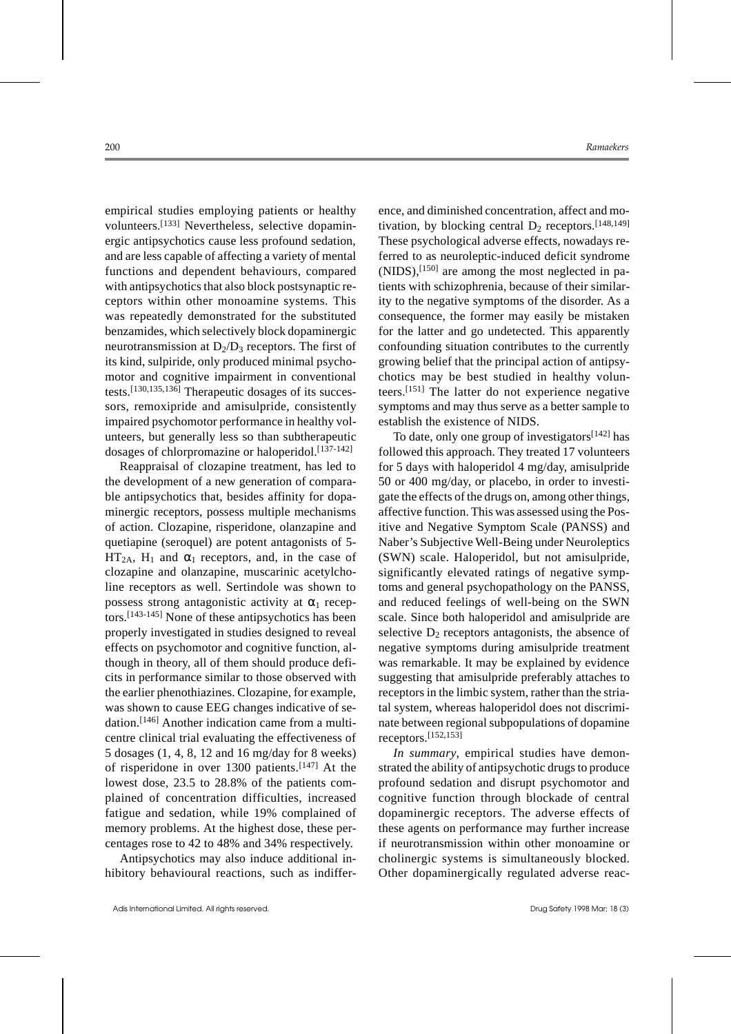empirical studies employing patients or healthy volunteers.[133] Nevertheless, selective dopaminergic antipsychotics cause less profound sedation, and are less capable of affecting a variety of mental functions and dependent behaviours, compared with antipsychotics that also block postsynaptic receptors within other monoamine systems. This was repeatedly demonstrated for the substituted benzamides, which selectively block dopaminergic neurotransmission at $D_2/D_3$ receptors. The first of its kind, sulpiride, only produced minimal psychomotor and cognitive impairment in conventional tests.[130,135,136] Therapeutic dosages of its successors, remoxipride and amisulpride, consistently impaired psychomotor performance in healthy volunteers, but generally less so than subtherapeutic dosages of chlorpromazine or haloperidol.[137-142]

Reappraisal of clozapine treatment, has led to the development of a new generation of comparable antipsychotics that, besides affinity for dopaminergic receptors, possess multiple mechanisms of action. Clozapine, risperidone, olanzapine and quetiapine (seroquel) are potent antagonists of $5\text{-}HT_{2A}$, $H_1$ and $\alpha_1$ receptors, and, in the case of clozapine and olanzapine, muscarinic acetylcholine receptors as well. Sertindole was shown to possess strong antagonistic activity at $\alpha_1$ receptors.[143-145] None of these antipsychotics has been properly investigated in studies designed to reveal effects on psychomotor and cognitive function, although in theory, all of them should produce deficits in performance similar to those observed with the earlier phenothiazines. Clozapine, for example, was shown to cause EEG changes indicative of sedation.[146] Another indication came from a multicentre clinical trial evaluating the effectiveness of 5 dosages (1, 4, 8, 12 and 16 mg/day for 8 weeks) of risperidone in over 1300 patients.[147] At the lowest dose, 23.5 to 28.8% of the patients complained of concentration difficulties, increased fatigue and sedation, while 19% complained of memory problems. At the highest dose, these percentages rose to 42 to 48% and 34% respectively.

Antipsychotics may also induce additional inhibitory behavioural reactions, such as indifference, and diminished concentration, affect and motivation, by blocking central $D_2$ receptors.[148,149] These psychological adverse effects, nowadays referred to as neuroleptic-induced deficit syndrome (NIDS),[150] are among the most neglected in patients with schizophrenia, because of their similarity to the negative symptoms of the disorder. As a consequence, the former may easily be mistaken for the latter and go undetected. This apparently confounding situation contributes to the currently growing belief that the principal action of antipsychotics may be best studied in healthy volunteers.[151] The latter do not experience negative symptoms and may thus serve as a better sample to establish the existence of NIDS.

To date, only one group of investigators[142] has followed this approach. They treated 17 volunteers for 5 days with haloperidol 4 mg/day, amisulpride 50 or 400 mg/day, or placebo, in order to investigate the effects of the drugs on, among other things, affective function. This was assessed using the Positive and Negative Symptom Scale (PANSS) and Naber's Subjective Well-Being under Neuroleptics (SWN) scale. Haloperidol, but not amisulpride, significantly elevated ratings of negative symptoms and general psychopathology on the PANSS, and reduced feelings of well-being on the SWN scale. Since both haloperidol and amisulpride are selective $D_2$ receptors antagonists, the absence of negative symptoms during amisulpride treatment was remarkable. It may be explained by evidence suggesting that amisulpride preferably attaches to receptors in the limbic system, rather than the striatal system, whereas haloperidol does not discriminate between regional subpopulations of dopamine receptors.[152,153]

*In summary*, empirical studies have demonstrated the ability of antipsychotic drugs to produce profound sedation and disrupt psychomotor and cognitive function through blockade of central dopaminergic receptors. The adverse effects of these agents on performance may further increase if neurotransmission within other monoamine or cholinergic systems is simultaneously blocked. Other dopaminergically regulated adverse reac-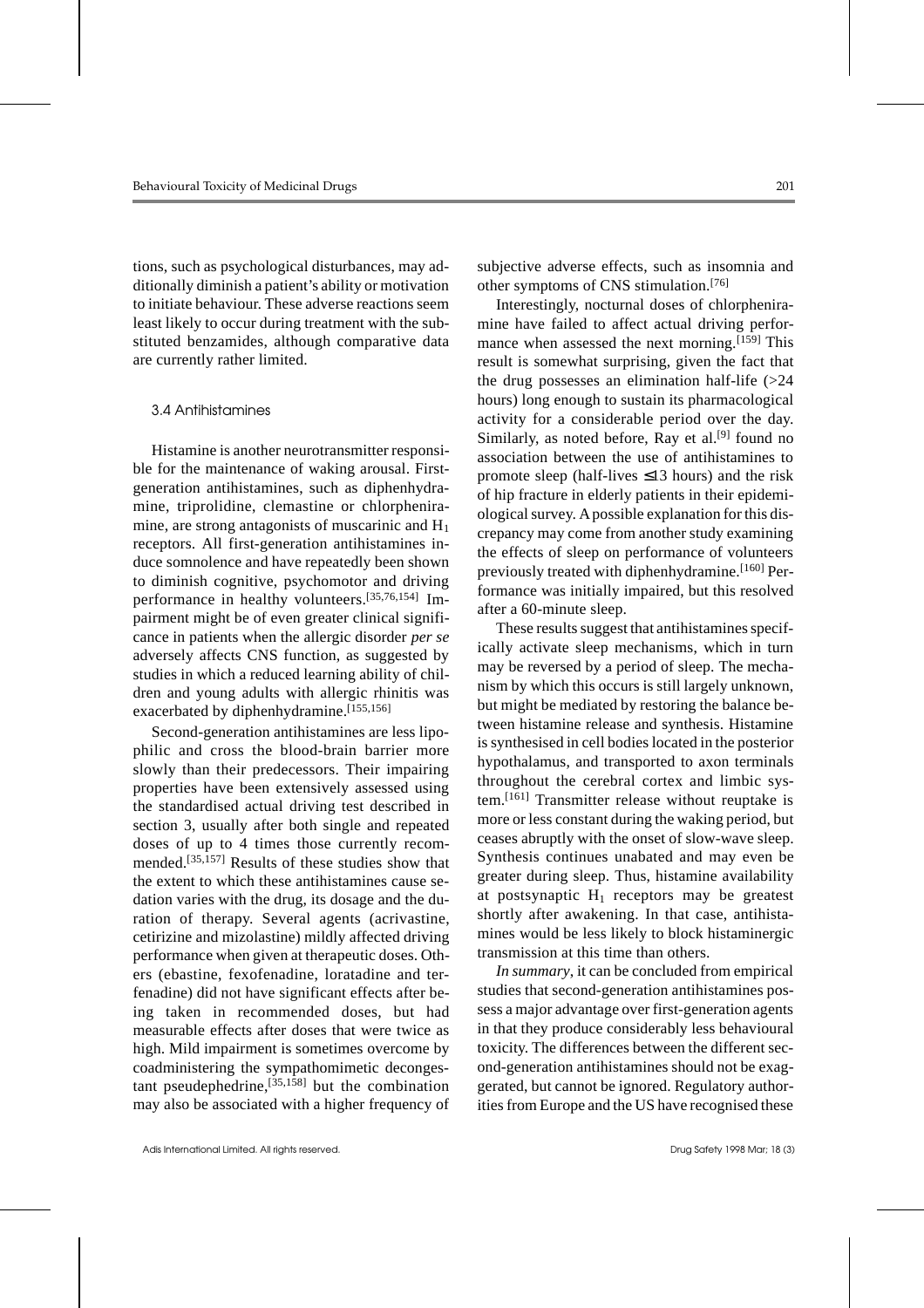tions, such as psychological disturbances, may additionally diminish a patient's ability or motivation to initiate behaviour. These adverse reactions seem least likely to occur during treatment with the substituted benzamides, although comparative data are currently rather limited.

### 3.4 Antihistamines

Histamine is another neurotransmitter responsible for the maintenance of waking arousal. First-generation antihistamines, such as diphenhydramine, triprolidine, clemastine or chlorpheniramine, are strong antagonists of muscarinic and $H_1$ receptors. All first-generation antihistamines induce somnolence and have repeatedly been shown to diminish cognitive, psychomotor and driving performance in healthy volunteers.[35,76,154] Impairment might be of even greater clinical significance in patients when the allergic disorder *per se* adversely affects CNS function, as suggested by studies in which a reduced learning ability of children and young adults with allergic rhinitis was exacerbated by diphenhydramine.[155,156]

Second-generation antihistamines are less lipophilic and cross the blood-brain barrier more slowly than their predecessors. Their impairing properties have been extensively assessed using the standardised actual driving test described in section 3, usually after both single and repeated doses of up to 4 times those currently recommended.[35,157] Results of these studies show that the extent to which these antihistamines cause sedation varies with the drug, its dosage and the duration of therapy. Several agents (acrivastine, cetirizine and mizolastine) mildly affected driving performance when given at therapeutic doses. Others (ebastine, fexofenadine, loratadine and terfenadine) did not have significant effects after being taken in recommended doses, but had measurable effects after doses that were twice as high. Mild impairment is sometimes overcome by coadministering the sympathomimetic decongestant pseudephedrine,[35,158] but the combination may also be associated with a higher frequency of subjective adverse effects, such as insomnia and other symptoms of CNS stimulation.[76]

Interestingly, nocturnal doses of chlorpheniramine have failed to affect actual driving performance when assessed the next morning.[159] This result is somewhat surprising, given the fact that the drug possesses an elimination half-life (>24 hours) long enough to sustain its pharmacological activity for a considerable period over the day. Similarly, as noted before, Ray et al.[9] found no association between the use of antihistamines to promote sleep (half-lives ≤13 hours) and the risk of hip fracture in elderly patients in their epidemiological survey. A possible explanation for this discrepancy may come from another study examining the effects of sleep on performance of volunteers previously treated with diphenhydramine.[160] Performance was initially impaired, but this resolved after a 60-minute sleep.

These results suggest that antihistamines specifically activate sleep mechanisms, which in turn may be reversed by a period of sleep. The mechanism by which this occurs is still largely unknown, but might be mediated by restoring the balance between histamine release and synthesis. Histamine is synthesised in cell bodies located in the posterior hypothalamus, and transported to axon terminals throughout the cerebral cortex and limbic system.[161] Transmitter release without reuptake is more or less constant during the waking period, but ceases abruptly with the onset of slow-wave sleep. Synthesis continues unabated and may even be greater during sleep. Thus, histamine availability at postsynaptic $H_1$ receptors may be greatest shortly after awakening. In that case, antihistamines would be less likely to block histaminergic transmission at this time than others.

*In summary*, it can be concluded from empirical studies that second-generation antihistamines possess a major advantage over first-generation agents in that they produce considerably less behavioural toxicity. The differences between the different second-generation antihistamines should not be exaggerated, but cannot be ignored. Regulatory authorities from Europe and the US have recognised these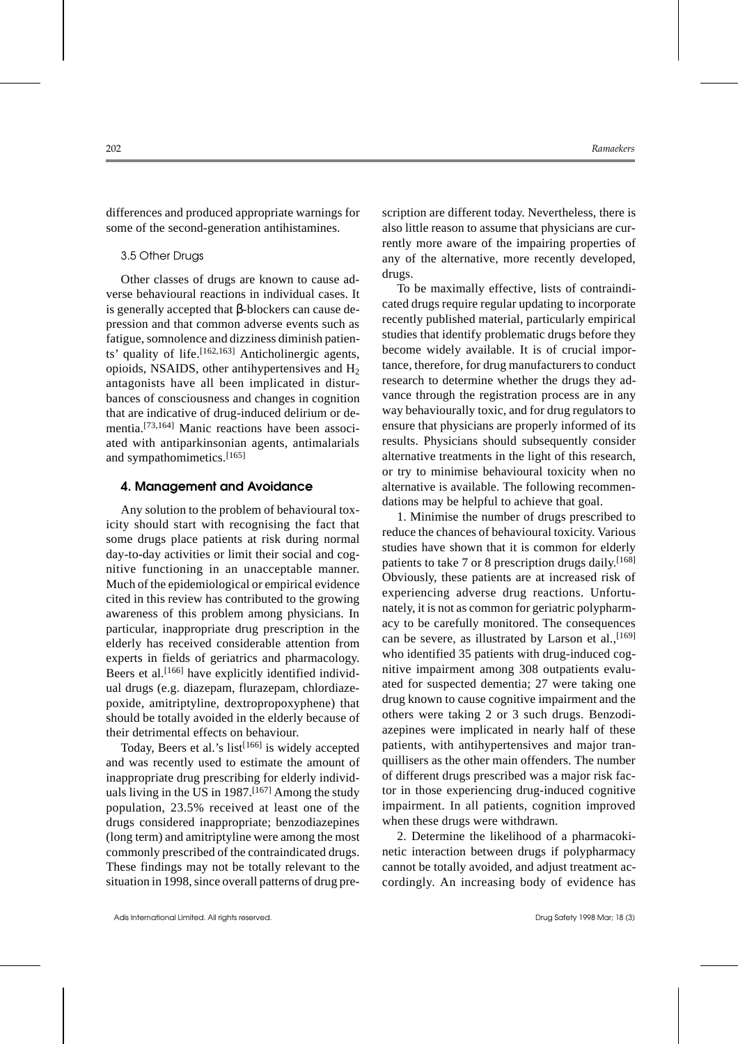differences and produced appropriate warnings for some of the second-generation antihistamines.

### 3.5 Other Drugs

Other classes of drugs are known to cause adverse behavioural reactions in individual cases. It is generally accepted that β-blockers can cause depression and that common adverse events such as fatigue, somnolence and dizziness diminish patients' quality of life.[162,163] Anticholinergic agents, opioids, NSAIDS, other antihypertensives and $H_2$ antagonists have all been implicated in disturbances of consciousness and changes in cognition that are indicative of drug-induced delirium or dementia.[73,164] Manic reactions have been associated with antiparkinsonian agents, antimalarials and sympathomimetics.[165]

## 4. Management and Avoidance

Any solution to the problem of behavioural toxicity should start with recognising the fact that some drugs place patients at risk during normal day-to-day activities or limit their social and cognitive functioning in an unacceptable manner. Much of the epidemiological or empirical evidence cited in this review has contributed to the growing awareness of this problem among physicians. In particular, inappropriate drug prescription in the elderly has received considerable attention from experts in fields of geriatrics and pharmacology. Beers et al.[166] have explicitly identified individual drugs (e.g. diazepam, flurazepam, chlordiazepoxide, amitriptyline, dextropropoxyphene) that should be totally avoided in the elderly because of their detrimental effects on behaviour.

Today, Beers et al.'s list[166] is widely accepted and was recently used to estimate the amount of inappropriate drug prescribing for elderly individuals living in the US in 1987.[167] Among the study population, 23.5% received at least one of the drugs considered inappropriate; benzodiazepines (long term) and amitriptyline were among the most commonly prescribed of the contraindicated drugs. These findings may not be totally relevant to the situation in 1998, since overall patterns of drug prescription are different today. Nevertheless, there is also little reason to assume that physicians are currently more aware of the impairing properties of any of the alternative, more recently developed, drugs.

To be maximally effective, lists of contraindicated drugs require regular updating to incorporate recently published material, particularly empirical studies that identify problematic drugs before they become widely available. It is of crucial importance, therefore, for drug manufacturers to conduct research to determine whether the drugs they advance through the registration process are in any way behaviourally toxic, and for drug regulators to ensure that physicians are properly informed of its results. Physicians should subsequently consider alternative treatments in the light of this research, or try to minimise behavioural toxicity when no alternative is available. The following recommendations may be helpful to achieve that goal.

1. Minimise the number of drugs prescribed to reduce the chances of behavioural toxicity. Various studies have shown that it is common for elderly patients to take 7 or 8 prescription drugs daily.[168] Obviously, these patients are at increased risk of experiencing adverse drug reactions. Unfortunately, it is not as common for geriatric polypharmacy to be carefully monitored. The consequences can be severe, as illustrated by Larson et al.,[169] who identified 35 patients with drug-induced cognitive impairment among 308 outpatients evaluated for suspected dementia; 27 were taking one drug known to cause cognitive impairment and the others were taking 2 or 3 such drugs. Benzodiazepines were implicated in nearly half of these patients, with antihypertensives and major tranquillisers as the other main offenders. The number of different drugs prescribed was a major risk factor in those experiencing drug-induced cognitive impairment. In all patients, cognition improved when these drugs were withdrawn.

2. Determine the likelihood of a pharmacokinetic interaction between drugs if polypharmacy cannot be totally avoided, and adjust treatment accordingly. An increasing body of evidence has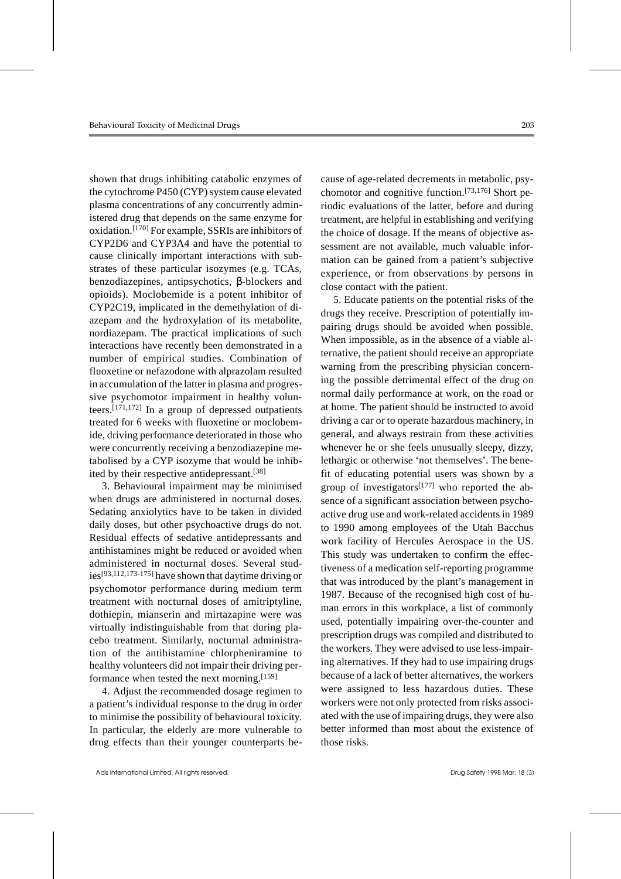shown that drugs inhibiting catabolic enzymes of the cytochrome P450 (CYP) system cause elevated plasma concentrations of any concurrently administered drug that depends on the same enzyme for oxidation.[170] For example, SSRIs are inhibitors of CYP2D6 and CYP3A4 and have the potential to cause clinically important interactions with substrates of these particular isozymes (e.g. TCAs, benzodiazepines, antipsychotics, β-blockers and opioids). Moclobemide is a potent inhibitor of CYP2C19, implicated in the demethylation of diazepam and the hydroxylation of its metabolite, nordiazepam. The practical implications of such interactions have recently been demonstrated in a number of empirical studies. Combination of fluoxetine or nefazodone with alprazolam resulted in accumulation of the latter in plasma and progressive psychomotor impairment in healthy volunteers.[171,172] In a group of depressed outpatients treated for 6 weeks with fluoxetine or moclobemide, driving performance deteriorated in those who were concurrently receiving a benzodiazepine metabolised by a CYP isozyme that would be inhibited by their respective antidepressant.[38]

3. Behavioural impairment may be minimised when drugs are administered in nocturnal doses. Sedating anxiolytics have to be taken in divided daily doses, but other psychoactive drugs do not. Residual effects of sedative antidepressants and antihistamines might be reduced or avoided when administered in nocturnal doses. Several studies[93,112,173-175] have shown that daytime driving or psychomotor performance during medium term treatment with nocturnal doses of amitriptyline, dothiepin, mianserin and mirtazapine were was virtually indistinguishable from that during placebo treatment. Similarly, nocturnal administration of the antihistamine chlorpheniramine to healthy volunteers did not impair their driving performance when tested the next morning.[159]

4. Adjust the recommended dosage regimen to a patient's individual response to the drug in order to minimise the possibility of behavioural toxicity. In particular, the elderly are more vulnerable to drug effects than their younger counterparts because of age-related decrements in metabolic, psychomotor and cognitive function.[73,176] Short periodic evaluations of the latter, before and during treatment, are helpful in establishing and verifying the choice of dosage. If the means of objective assessment are not available, much valuable information can be gained from a patient's subjective experience, or from observations by persons in close contact with the patient.

5. Educate patients on the potential risks of the drugs they receive. Prescription of potentially impairing drugs should be avoided when possible. When impossible, as in the absence of a viable alternative, the patient should receive an appropriate warning from the prescribing physician concerning the possible detrimental effect of the drug on normal daily performance at work, on the road or at home. The patient should be instructed to avoid driving a car or to operate hazardous machinery, in general, and always restrain from these activities whenever he or she feels unusually sleepy, dizzy, lethargic or otherwise 'not themselves'. The benefit of educating potential users was shown by a group of investigators[177] who reported the absence of a significant association between psychoactive drug use and work-related accidents in 1989 to 1990 among employees of the Utah Bacchus work facility of Hercules Aerospace in the US. This study was undertaken to confirm the effectiveness of a medication self-reporting programme that was introduced by the plant's management in 1987. Because of the recognised high cost of human errors in this workplace, a list of commonly used, potentially impairing over-the-counter and prescription drugs was compiled and distributed to the workers. They were advised to use less-impairing alternatives. If they had to use impairing drugs because of a lack of better alternatives, the workers were assigned to less hazardous duties. These workers were not only protected from risks associated with the use of impairing drugs, they were also better informed than most about the existence of those risks.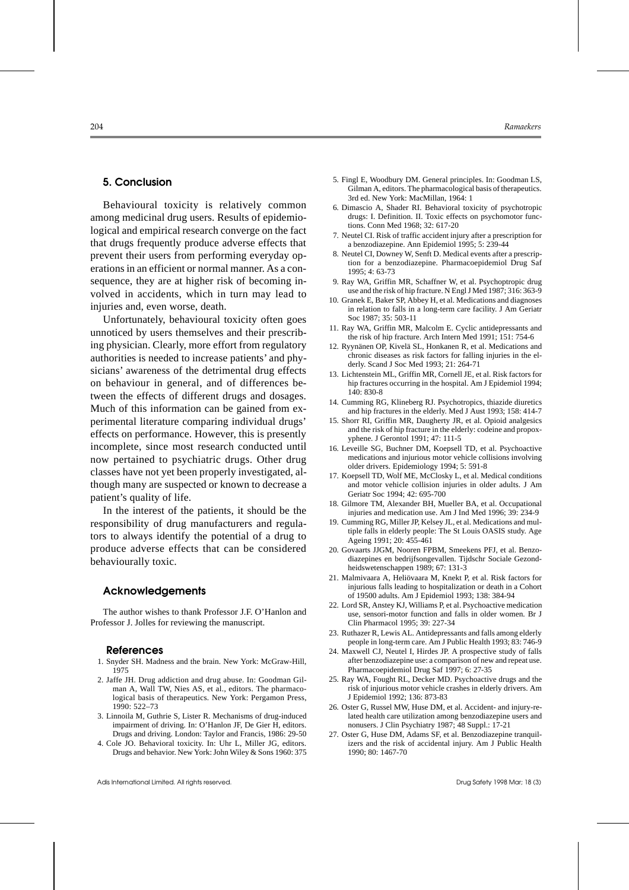## 5. Conclusion

Behavioural toxicity is relatively common among medicinal drug users. Results of epidemiological and empirical research converge on the fact that drugs frequently produce adverse effects that prevent their users from performing everyday operations in an efficient or normal manner. As a consequence, they are at higher risk of becoming involved in accidents, which in turn may lead to injuries and, even worse, death.

Unfortunately, behavioural toxicity often goes unnoticed by users themselves and their prescribing physician. Clearly, more effort from regulatory authorities is needed to increase patients' and physicians' awareness of the detrimental drug effects on behaviour in general, and of differences between the effects of different drugs and dosages. Much of this information can be gained from experimental literature comparing individual drugs' effects on performance. However, this is presently incomplete, since most research conducted until now pertained to psychiatric drugs. Other drug classes have not yet been properly investigated, although many are suspected or known to decrease a patient's quality of life.

In the interest of the patients, it should be the responsibility of drug manufacturers and regulators to always identify the potential of a drug to produce adverse effects that can be considered behaviourally toxic.

## Acknowledgements

The author wishes to thank Professor J.F. O'Hanlon and Professor J. Jolles for reviewing the manuscript.

## References

1. Snyder SH. Madness and the brain. New York: McGraw-Hill, 1975
2. Jaffe JH. Drug addiction and drug abuse. In: Goodman Gilman A, Wall TW, Nies AS, et al., editors. The pharmacological basis of therapeutics. New York: Pergamon Press, 1990: 522–73
3. Linnoila M, Guthrie S, Lister R. Mechanisms of drug-induced impairment of driving. In: O'Hanlon JF, De Gier H, editors. Drugs and driving. London: Taylor and Francis, 1986: 29-50
4. Cole JO. Behavioral toxicity. In: Uhr L, Miller JG, editors. Drugs and behavior. New York: John Wiley & Sons 1960: 375
5. Fingl E, Woodbury DM. General principles. In: Goodman LS, Gilman A, editors. The pharmacological basis of therapeutics. 3rd ed. New York: MacMillan, 1964: 1
6. Dimascio A, Shader RI. Behavioral toxicity of psychotropic drugs: I. Definition. II. Toxic effects on psychomotor functions. Conn Med 1968; 32: 617-20
7. Neutel CI. Risk of traffic accident injury after a prescription for a benzodiazepine. Ann Epidemiol 1995; 5: 239-44
8. Neutel CI, Downey W, Senft D. Medical events after a prescription for a benzodiazepine. Pharmacoepidemiol Drug Saf 1995; 4: 63-73
9. Ray WA, Griffin MR, Schaffner W, et al. Psychoptropic drug use and the risk of hip fracture. N Engl J Med 1987; 316: 363-9
10. Granek E, Baker SP, Abbey H, et al. Medications and diagnoses in relation to falls in a long-term care facility. J Am Geriatr Soc 1987; 35: 503-11
11. Ray WA, Griffin MR, Malcolm E. Cyclic antidepressants and the risk of hip fracture. Arch Intern Med 1991; 151: 754-6
12. Ryynänen OP, Kivelä SL, Honkanen R, et al. Medications and chronic diseases as risk factors for falling injuries in the elderly. Scand J Soc Med 1993; 21: 264-71
13. Lichtenstein ML, Griffin MR, Cornell JE, et al. Risk factors for hip fractures occurring in the hospital. Am J Epidemiol 1994; 140: 830-8
14. Cumming RG, Klineberg RJ. Psychotropics, thiazide diuretics and hip fractures in the elderly. Med J Aust 1993; 158: 414-7
15. Shorr RI, Griffin MR, Daugherty JR, et al. Opioid analgesics and the risk of hip fracture in the elderly: codeine and propoxyphene. J Gerontol 1991; 47: 111-5
16. Leveille SG, Buchner DM, Koepsell TD, et al. Psychoactive medications and injurious motor vehicle collisions involving older drivers. Epidemiology 1994; 5: 591-8
17. Koepsell TD, Wolf ME, McClosky L, et al. Medical conditions and motor vehicle collision injuries in older adults. J Am Geriatr Soc 1994; 42: 695-700
18. Gilmore TM, Alexander BH, Mueller BA, et al. Occupational injuries and medication use. Am J Ind Med 1996; 39: 234-9
19. Cumming RG, Miller JP, Kelsey JL, et al. Medications and multiple falls in elderly people: The St Louis OASIS study. Age Ageing 1991; 20: 455-461
20. Govaarts JJGM, Nooren FPBM, Smeekens PFJ, et al. Benzodiazepines en bedrijfsongevallen. Tijdschr Sociale Gezondheidswetenschappen 1989; 67: 131-3
21. Malmivaara A, Heliövaara M, Knekt P, et al. Risk factors for injurious falls leading to hospitalization or death in a Cohort of 19500 adults. Am J Epidemiol 1993; 138: 384-94
22. Lord SR, Anstey KJ, Williams P, et al. Psychoactive medication use, sensori-motor function and falls in older women. Br J Clin Pharmacol 1995; 39: 227-34
23. Ruthazer R, Lewis AL. Antidepressants and falls among elderly people in long-term care. Am J Public Health 1993; 83: 746-9
24. Maxwell CJ, Neutel I, Hirdes JP. A prospective study of falls after benzodiazepine use: a comparison of new and repeat use. Pharmacoepidemiol Drug Saf 1997; 6: 27-35
25. Ray WA, Fought RL, Decker MD. Psychoactive drugs and the risk of injurious motor vehicle crashes in elderly drivers. Am J Epidemiol 1992; 136: 873-83
26. Oster G, Russel MW, Huse DM, et al. Accident- and injury-related health care utilization among benzodiazepine users and nonusers. J Clin Psychiatry 1987; 48 Suppl.: 17-21
27. Oster G, Huse DM, Adams SF, et al. Benzodiazepine tranquilizers and the risk of accidental injury. Am J Public Health 1990; 80: 1467-70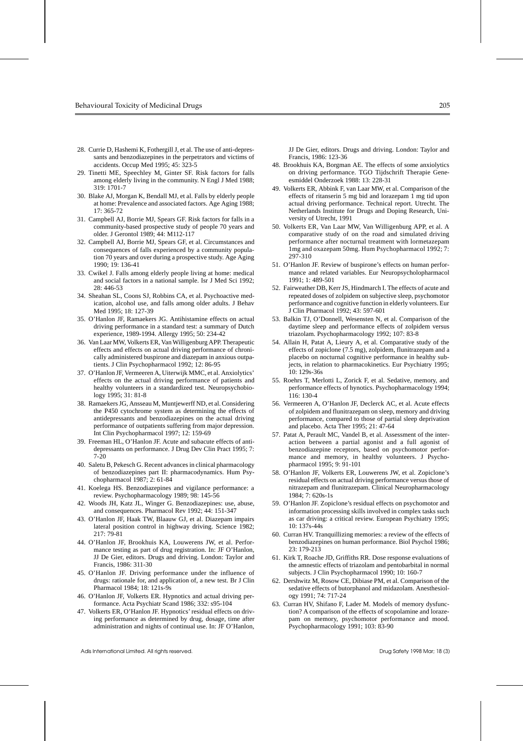28. Currie D, Hashemi K, Fothergill J, et al. The use of anti-depressants and benzodiazepines in the perpetrators and victims of accidents. Occup Med 1995; 45: 323-5
29. Tinetti ME, Speechley M, Ginter SF. Risk factors for falls among elderly living in the community. N Engl J Med 1988; 319: 1701-7
30. Blake AJ, Morgan K, Bendall MJ, et al. Falls by elderly people at home: Prevalence and associated factors. Age Aging 1988; 17: 365-72
31. Campbell AJ, Borrie MJ, Spears GF. Risk factors for falls in a community-based prospective study of people 70 years and older. J Gerontol 1989; 44: M112-117
32. Campbell AJ, Borrie MJ, Spears GF, et al. Circumstances and consequences of falls experienced by a community population 70 years and over during a prospective study. Age Aging 1990; 19: 136-41
33. Cwikel J. Falls among elderly people living at home: medical and social factors in a national sample. Isr J Med Sci 1992; 28: 446-53
34. Sheahan SL, Coons SJ, Robbins CA, et al. Psychoactive medication, alcohol use, and falls among older adults. J Behav Med 1995; 18: 127-39
35. O'Hanlon JF, Ramaekers JG. Antihistamine effects on actual driving performance in a standard test: a summary of Dutch experience, 1989-1994. Allergy 1995; 50: 234-42
36. Van Laar MW, Volkerts ER, Van Willigenburg APP. Therapeutic effects and effects on actual driving performance of chronically administered buspirone and diazepam in anxious outpatients. J Clin Psychopharmacol 1992; 12: 86-95
37. O'Hanlon JF, Vermeeren A, Uiterwijk MMC, et al. Anxiolytics' effects on the actual driving performance of patients and healthy volunteers in a standardized test. Neuropsychobiology 1995; 31: 81-8
38. Ramaekers JG, Ansseau M, Muntjewerff ND, et al. Considering the P450 cytochrome system as determining the effects of antidepressants and benzodiazepines on the actual driving performance of outpatients suffering from major depression. Int Clin Psychopharmacol 1997; 12: 159-69
39. Freeman HL, O'Hanlon JF. Acute and subacute effects of antidepressants on performance. J Drug Dev Clin Pract 1995; 7: 7-20
40. Saletu B, Pekesch G. Recent advances in clinical pharmacology of benzodiazepines part II: pharmacodynamics. Hum Psychopharmacol 1987; 2: 61-84
41. Koelega HS. Benzodiazepines and vigilance performance: a review. Psychopharmacology 1989; 98: 145-56
42. Woods JH, Katz JL, Winger G. Benzodiazepines: use, abuse, and consequences. Pharmacol Rev 1992; 44: 151-347
43. O'Hanlon JF, Haak TW, Blaauw GJ, et al. Diazepam impairs lateral position control in highway driving. Science 1982; 217: 79-81
44. O'Hanlon JF, Brookhuis KA, Louwerens JW, et al. Performance testing as part of drug registration. In: JF O'Hanlon, JJ De Gier, editors. Drugs and driving. London: Taylor and Francis, 1986: 311-30
45. O'Hanlon JF. Driving performance under the influence of drugs: rationale for, and application of, a new test. Br J Clin Pharmacol 1984; 18: 121s-9s
46. O'Hanlon JF, Volkerts ER. Hypnotics and actual driving performance. Acta Psychiatr Scand 1986; 332: s95-104
47. Volkerts ER, O'Hanlon JF. Hypnotics' residual effects on driving performance as determined by drug, dosage, time after administration and nights of continual use. In: JF O'Hanlon, JJ De Gier, editors. Drugs and driving. London: Taylor and Francis, 1986: 123-36
48. Brookhuis KA, Borgman AE. The effects of some anxiolytics on driving performance. TGO Tijdschrift Therapie Geneesmiddel Onderzoek 1988: 13: 228-31
49. Volkerts ER, Abbink F, van Laar MW, et al. Comparison of the effects of ritanserin 5 mg bid and lorazepam 1 mg tid upon actual driving performance. Technical report. Utrecht. The Netherlands Institute for Drugs and Doping Research, University of Utrecht, 1991
50. Volkerts ER, Van Laar MW, Van Willigenburg APP, et al. A comparative study of on the road and simulated driving performance after nocturnal treatment with lormetazepam 1mg and oxazepam 50mg. Hum Psychopharmacol 1992; 7: 297-310
51. O'Hanlon JF. Review of buspirone's effects on human performance and related variables. Eur Neuropsycholopharmacol 1991; 1: 489-501
52. Fairweather DB, Kerr JS, Hindmarch I. The effects of acute and repeated doses of zolpidem on subjective sleep, psychomotor performance and cognitive function in elderly volunteers. Eur J Clin Pharmacol 1992; 43: 597-601
53. Balkin TJ, O'Donnell, Wesensten N, et al. Comparison of the daytime sleep and performance effects of zolpidem versus triazolam. Psychopharmacology 1992; 107: 83-8
54. Allain H, Patat A, Lieury A, et al. Comparative study of the effects of zopiclone (7.5 mg), zolpidem, flunitrazepam and a placebo on nocturnal cognitive performance in healthy subjects, in relation to pharmacokinetics. Eur Psychiatry 1995; 10: 129s-36s
55. Roehrs T, Merlotti L, Zorick F, et al. Sedative, memory, and performance effects of hynotics. Psychopharmacology 1994; 116: 130-4
56. Vermeeren A, O'Hanlon JF, Declerck AC, et al. Acute effects of zolpidem and flunitrazepam on sleep, memory and driving performance, compared to those of partial sleep deprivation and placebo. Acta Ther 1995; 21: 47-64
57. Patat A, Perault MC, Vandel B, et al. Assessment of the interaction between a partial agonist and a full agonist of benzodiazepine receptors, based on psychomotor performance and memory, in healthy volunteers. J Psychopharmacol 1995; 9: 91-101
58. O'Hanlon JF, Volkerts ER, Louwerens JW, et al. Zopiclone's residual effects on actual driving performance versus those of nitrazepam and flunitrazepam. Clinical Neuropharmacology 1984; 7: 620s-1s
59. O'Hanlon JF. Zopiclone's residual effects on psychomotor and information processing skills involved in complex tasks such as car driving: a critical review. European Psychiatry 1995; 10: 137s-44s
60. Curran HV. Tranquillizing memories: a review of the effects of benzodiazepines on human performance. Biol Psychol 1986; 23: 179-213
61. Kirk T, Roache JD, Griffiths RR. Dose response evaluations of the amnestic effects of triazolam and pentobarbital in normal subjects. J Clin Psychopharmacol 1990; 10: 160-7
62. Dershwitz M, Rosow CE, Dibiase PM, et al. Comparison of the sedative effects of butorphanol and midazolam. Anesthesiology 1991; 74: 717-24
63. Curran HV, Shifano F, Lader M. Models of memory dysfunction? A comparison of the effects of scopolamine and lorazepam on memory, psychomotor performance and mood. Psychopharmacology 1991; 103: 83-90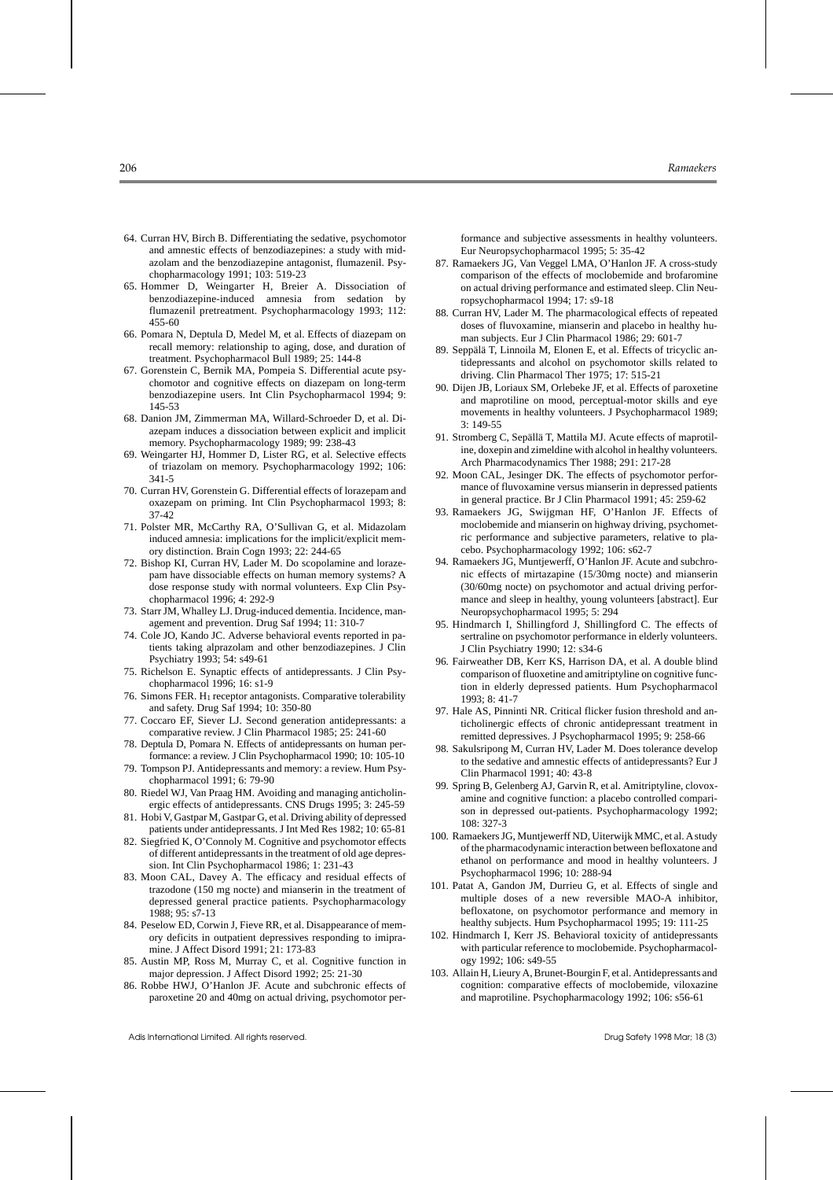64. Curran HV, Birch B. Differentiating the sedative, psychomotor and amnestic effects of benzodiazepines: a study with midazolam and the benzodiazepine antagonist, flumazenil. Psychopharmacology 1991; 103: 519-23
65. Hommer D, Weingarter H, Breier A. Dissociation of benzodiazepine-induced amnesia from sedation by flumazenil pretreatment. Psychopharmacology 1993; 112: 455-60
66. Pomara N, Deptula D, Medel M, et al. Effects of diazepam on recall memory: relationship to aging, dose, and duration of treatment. Psychopharmacol Bull 1989; 25: 144-8
67. Gorenstein C, Bernik MA, Pompeia S. Differential acute psychomotor and cognitive effects on diazepam on long-term benzodiazepine users. Int Clin Psychopharmacol 1994; 9: 145-53
68. Danion JM, Zimmerman MA, Willard-Schroeder D, et al. Diazepam induces a dissociation between explicit and implicit memory. Psychopharmacology 1989; 99: 238-43
69. Weingarter HJ, Hommer D, Lister RG, et al. Selective effects of triazolam on memory. Psychopharmacology 1992; 106: 341-5
70. Curran HV, Gorenstein G. Differential effects of lorazepam and oxazepam on priming. Int Clin Psychopharmacol 1993; 8: 37-42
71. Polster MR, McCarthy RA, O'Sullivan G, et al. Midazolam induced amnesia: implications for the implicit/explicit memory distinction. Brain Cogn 1993; 22: 244-65
72. Bishop KI, Curran HV, Lader M. Do scopolamine and lorazepam have dissociable effects on human memory systems? A dose response study with normal volunteers. Exp Clin Psychopharmacol 1996; 4: 292-9
73. Starr JM, Whalley LJ. Drug-induced dementia. Incidence, management and prevention. Drug Saf 1994; 11: 310-7
74. Cole JO, Kando JC. Adverse behavioral events reported in patients taking alprazolam and other benzodiazepines. J Clin Psychiatry 1993; 54: s49-61
75. Richelson E. Synaptic effects of antidepressants. J Clin Psychopharmacol 1996; 16: s1-9
76. Simons FER. $H_1$ receptor antagonists. Comparative tolerability and safety. Drug Saf 1994; 10: 350-80
77. Coccaro EF, Siever LJ. Second generation antidepressants: a comparative review. J Clin Pharmacol 1985; 25: 241-60
78. Deptula D, Pomara N. Effects of antidepressants on human performance: a review. J Clin Psychopharmacol 1990; 10: 105-10
79. Tompson PJ. Antidepressants and memory: a review. Hum Psychopharmacol 1991; 6: 79-90
80. Riedel WJ, Van Praag HM. Avoiding and managing anticholinergic effects of antidepressants. CNS Drugs 1995; 3: 245-59
81. Hobi V, Gastpar M, Gastpar G, et al. Driving ability of depressed patients under antidepressants. J Int Med Res 1982; 10: 65-81
82. Siegfried K, O'Connoly M. Cognitive and psychomotor effects of different antidepressants in the treatment of old age depression. Int Clin Psychopharmacol 1986; 1: 231-43
83. Moon CAL, Davey A. The efficacy and residual effects of trazodone (150 mg nocte) and mianserin in the treatment of depressed general practice patients. Psychopharmacology 1988; 95: s7-13
84. Peselow ED, Corwin J, Fieve RR, et al. Disappearance of memory deficits in outpatient depressives responding to imipramine. J Affect Disord 1991; 21: 173-83
85. Austin MP, Ross M, Murray C, et al. Cognitive function in major depression. J Affect Disord 1992; 25: 21-30
86. Robbe HWJ, O'Hanlon JF. Acute and subchronic effects of paroxetine 20 and 40mg on actual driving, psychomotor performance and subjective assessments in healthy volunteers. Eur Neuropsychopharmacol 1995; 5: 35-42
87. Ramaekers JG, Van Veggel LMA, O'Hanlon JF. A cross-study comparison of the effects of moclobemide and brofaromine on actual driving performance and estimated sleep. Clin Neuropsychopharmacol 1994; 17: s9-18
88. Curran HV, Lader M. The pharmacological effects of repeated doses of fluvoxamine, mianserin and placebo in healthy human subjects. Eur J Clin Pharmacol 1986; 29: 601-7
89. Seppälä T, Linnoila M, Elonen E, et al. Effects of tricyclic antidepressants and alcohol on psychomotor skills related to driving. Clin Pharmacol Ther 1975; 17: 515-21
90. Dijen JB, Loriaux SM, Orlebeke JF, et al. Effects of paroxetine and maprotiline on mood, perceptual-motor skills and eye movements in healthy volunteers. J Psychopharmacol 1989; 3: 149-55
91. Stromberg C, Sepällä T, Mattila MJ. Acute effects of maprotiline, doxepin and zimeldine with alcohol in healthy volunteers. Arch Pharmacodynamics Ther 1988; 291: 217-28
92. Moon CAL, Jesinger DK. The effects of psychomotor performance of fluvoxamine versus mianserin in depressed patients in general practice. Br J Clin Pharmacol 1991; 45: 259-62
93. Ramaekers JG, Swijgman HF, O'Hanlon JF. Effects of moclobemide and mianserin on highway driving, psychometric performance and subjective parameters, relative to placebo. Psychopharmacology 1992; 106: s62-7
94. Ramaekers JG, Muntjewerff, O'Hanlon JF. Acute and subchronic effects of mirtazapine (15/30mg nocte) and mianserin (30/60mg nocte) on psychomotor and actual driving performance and sleep in healthy, young volunteers [abstract]. Eur Neuropsychopharmacol 1995; 5: 294
95. Hindmarch I, Shillingford J, Shillingford C. The effects of sertraline on psychomotor performance in elderly volunteers. J Clin Psychiatry 1990; 12: s34-6
96. Fairweather DB, Kerr KS, Harrison DA, et al. A double blind comparison of fluoxetine and amitriptyline on cognitive function in elderly depressed patients. Hum Psychopharmacol 1993; 8: 41-7
97. Hale AS, Pinninti NR. Critical flicker fusion threshold and anticholinergic effects of chronic antidepressant treatment in remitted depressives. J Psychopharmacol 1995; 9: 258-66
98. Sakulsripong M, Curran HV, Lader M. Does tolerance develop to the sedative and amnesic effects of antidepressants? Eur J Clin Pharmacol 1991; 40: 43-8
99. Spring B, Gelenberg AJ, Garvin R, et al. Amitriptyline, clovoxamine and cognitive function: a placebo controlled comparison in depressed out-patients. Psychopharmacology 1992; 108: 327-3
100. Ramaekers JG, Muntjewerff ND, Uiterwijk MMC, et al. A study of the pharmacodynamic interaction between befloxatone and ethanol on performance and mood in healthy volunteers. J Psychopharmacol 1996; 10: 288-94
101. Patat A, Gandon JM, Durrieu G, et al. Effects of single and multiple doses of a new reversible MAO-A inhibitor, befloxatone, on psychomotor performance and memory in healthy subjects. Hum Psychopharmacol 1995; 19: 111-25
102. Hindmarch I, Kerr JS. Behavioral toxicity of antidepressants with particular reference to moclobemide. Psychopharmacology 1992; 106: s49-55
103. Allain H, Lieury A, Brunet-Bourgin F, et al. Antidepressants and cognition: comparative effects of moclobemide, viloxazine and maprotiline. Psychopharmacology 1992; 106: s56-61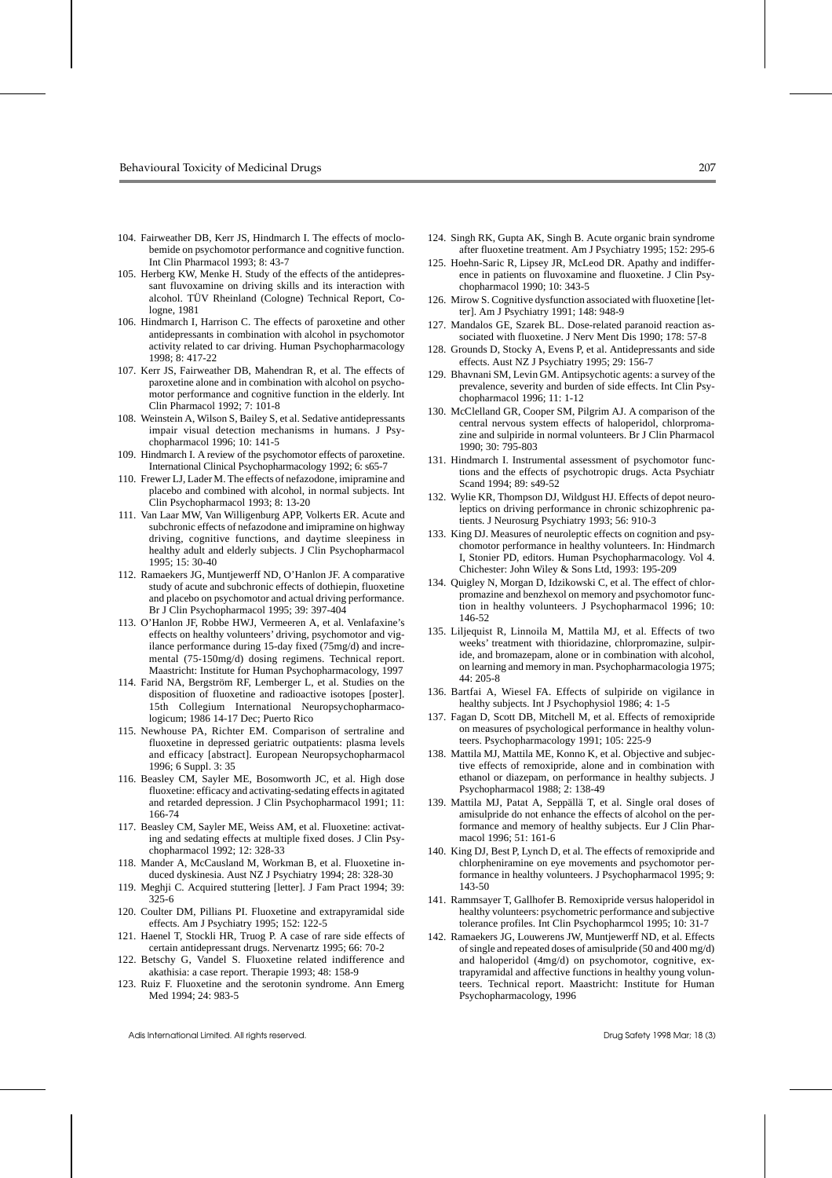104. Fairweather DB, Kerr JS, Hindmarch I. The effects of moclobemide on psychomotor performance and cognitive function. Int Clin Pharmacol 1993; 8: 43-7
105. Herberg KW, Menke H. Study of the effects of the antidepressant fluvoxamine on driving skills and its interaction with alcohol. TÜV Rheinland (Cologne) Technical Report, Cologne, 1981
106. Hindmarch I, Harrison C. The effects of paroxetine and other antidepressants in combination with alcohol in psychomotor activity related to car driving. Human Psychopharmacology 1998; 8: 417-22
107. Kerr JS, Fairweather DB, Mahendran R, et al. The effects of paroxetine alone and in combination with alcohol on psychomotor performance and cognitive function in the elderly. Int Clin Pharmacol 1992; 7: 101-8
108. Weinstein A, Wilson S, Bailey S, et al. Sedative antidepressants impair visual detection mechanisms in humans. J Psychopharmacol 1996; 10: 141-5
109. Hindmarch I. A review of the psychomotor effects of paroxetine. International Clinical Psychopharmacology 1992; 6: s65-7
110. Frewer LJ, Lader M. The effects of nefazodone, imipramine and placebo and combined with alcohol, in normal subjects. Int Clin Psychopharmacol 1993; 8: 13-20
111. Van Laar MW, Van Willigenburg APP, Volkerts ER. Acute and subchronic effects of nefazodone and imipramine on highway driving, cognitive functions, and daytime sleepiness in healthy adult and elderly subjects. J Clin Psychopharmacol 1995; 15: 30-40
112. Ramaekers JG, Muntjewerff ND, O'Hanlon JF. A comparative study of acute and subchronic effects of dothiepin, fluoxetine and placebo on psychomotor and actual driving performance. Br J Clin Psychopharmacol 1995; 39: 397-404
113. O'Hanlon JF, Robbe HWJ, Vermeeren A, et al. Venlafaxine's effects on healthy volunteers' driving, psychomotor and vigilance performance during 15-day fixed (75mg/d) and incremental (75-150mg/d) dosing regimens. Technical report. Maastricht: Institute for Human Psychopharmacology, 1997
114. Farid NA, Bergström RF, Lemberger L, et al. Studies on the disposition of fluoxetine and radioactive isotopes [poster]. 15th Collegium International Neuropsychopharmacologicum; 1986 14-17 Dec; Puerto Rico
115. Newhouse PA, Richter EM. Comparison of sertraline and fluoxetine in depressed geriatric outpatients: plasma levels and efficacy [abstract]. European Neuropsychopharmacol 1996; 6 Suppl. 3: 35
116. Beasley CM, Sayler ME, Bosomworth JC, et al. High dose fluoxetine: efficacy and activating-sedating effects in agitated and retarded depression. J Clin Psychopharmacol 1991; 11: 166-74
117. Beasley CM, Sayler ME, Weiss AM, et al. Fluoxetine: activating and sedating effects at multiple fixed doses. J Clin Psychopharmacol 1992; 12: 328-33
118. Mander A, McCausland M, Workman B, et al. Fluoxetine induced dyskinesia. Aust NZ J Psychiatry 1994; 28: 328-30
119. Meghji C. Acquired stuttering [letter]. J Fam Pract 1994; 39: 325-6
120. Coulter DM, Pillians PI. Fluoxetine and extrapyramidal side effects. Am J Psychiatry 1995; 152: 122-5
121. Haenel T, Stockli HR, Truog P. A case of rare side effects of certain antidepressant drugs. Nervenartz 1995; 66: 70-2
122. Betschy G, Vandel S. Fluoxetine related indifference and akathisia: a case report. Therapie 1993; 48: 158-9
123. Ruiz F. Fluoxetine and the serotonin syndrome. Ann Emerg Med 1994; 24: 983-5
124. Singh RK, Gupta AK, Singh B. Acute organic brain syndrome after fluoxetine treatment. Am J Psychiatry 1995; 152: 295-6
125. Hoehn-Saric R, Lipsey JR, McLeod DR. Apathy and indifference in patients on fluvoxamine and fluoxetine. J Clin Psychopharmacol 1990; 10: 343-5
126. Mirow S. Cognitive dysfunction associated with fluoxetine [letter]. Am J Psychiatry 1991; 148: 948-9
127. Mandalos GE, Szarek BL. Dose-related paranoid reaction associated with fluoxetine. J Nerv Ment Dis 1990; 178: 57-8
128. Grounds D, Stocky A, Evens P, et al. Antidepressants and side effects. Aust NZ J Psychiatry 1995; 29: 156-7
129. Bhavnani SM, Levin GM. Antipsychotic agents: a survey of the prevalence, severity and burden of side effects. Int Clin Psychopharmacol 1996; 11: 1-12
130. McClelland GR, Cooper SM, Pilgrim AJ. A comparison of the central nervous system effects of haloperidol, chlorpromazine and sulpiride in normal volunteers. Br J Clin Pharmacol 1990; 30: 795-803
131. Hindmarch I. Instrumental assessment of psychomotor functions and the effects of psychotropic drugs. Acta Psychiatr Scand 1994; 89: s49-52
132. Wylie KR, Thompson DJ, Wildgust HJ. Effects of depot neuroleptics on driving performance in chronic schizophrenic patients. J Neurosurg Psychiatry 1993; 56: 910-3
133. King DJ. Measures of neuroleptic effects on cognition and psychomotor performance in healthy volunteers. In: Hindmarch I, Stonier PD, editors. Human Psychopharmacology. Vol 4. Chichester: John Wiley & Sons Ltd, 1993: 195-209
134. Quigley N, Morgan D, Idzikowski C, et al. The effect of chlorpromazine and benzhexol on memory and psychomotor function in healthy volunteers. J Psychopharmacol 1996; 10: 146-52
135. Liljequist R, Linnoila M, Mattila MJ, et al. Effects of two weeks' treatment with thioridazine, chlorpromazine, sulpiride, and bromazepam, alone or in combination with alcohol, on learning and memory in man. Psychopharmacologia 1975; 44: 205-8
136. Bartfai A, Wiesel FA. Effects of sulpiride on vigilance in healthy subjects. Int J Psychophysiol 1986; 4: 1-5
137. Fagan D, Scott DB, Mitchell M, et al. Effects of remoxipride on measures of psychological performance in healthy volunteers. Psychopharmacology 1991; 105: 225-9
138. Mattila MJ, Mattila ME, Konno K, et al. Objective and subjective effects of remoxipride, alone and in combination with ethanol or diazepam, on performance in healthy subjects. J Psychopharmacol 1988; 2: 138-49
139. Mattila MJ, Patat A, Seppällä T, et al. Single oral doses of amisulpride do not enhance the effects of alcohol on the performance and memory of healthy subjects. Eur J Clin Pharmacol 1996; 51: 161-6
140. King DJ, Best P, Lynch D, et al. The effects of remoxipride and chlorpheniramine on eye movements and psychomotor performance in healthy volunteers. J Psychopharmacol 1995; 9: 143-50
141. Rammsayer T, Gallhofer B. Remoxipride versus haloperidol in healthy volunteers: psychometric performance and subjective tolerance profiles. Int Clin Psychopharmcol 1995; 10: 31-7
142. Ramaekers JG, Louwerens JW, Muntjewerff ND, et al. Effects of single and repeated doses of amisulpride (50 and 400 mg/d) and haloperidol (4mg/d) on psychomotor, cognitive, extrapyramidal and affective functions in healthy young volunteers. Technical report. Maastricht: Institute for Human Psychopharmacology, 1996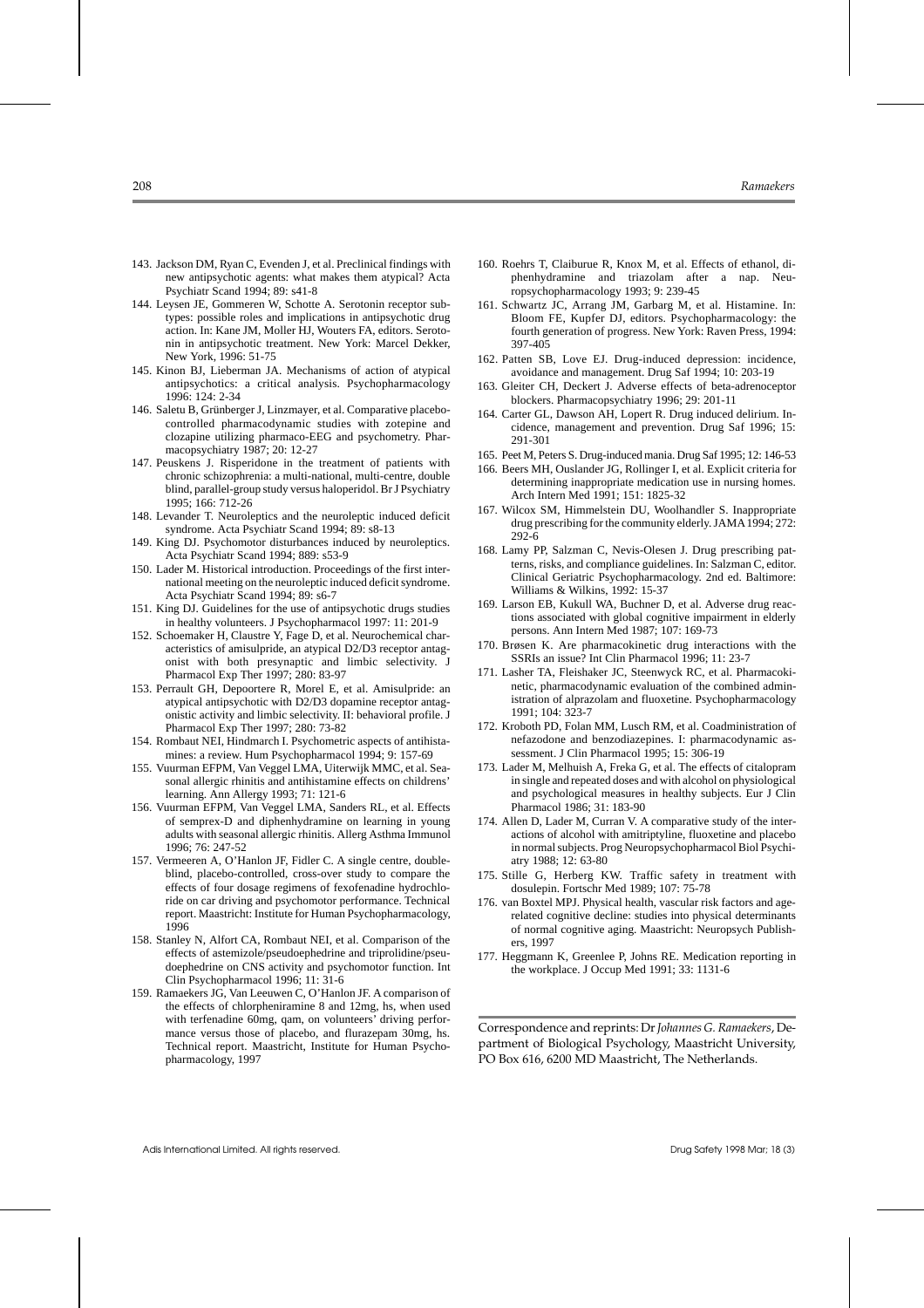143. Jackson DM, Ryan C, Evenden J, et al. Preclinical findings with new antipsychotic agents: what makes them atypical? Acta Psychiatr Scand 1994; 89: s41-8
144. Leysen JE, Gommeren W, Schotte A. Serotonin receptor subtypes: possible roles and implications in antipsychotic drug action. In: Kane JM, Moller HJ, Wouters FA, editors. Serotonin in antipsychotic treatment. New York: Marcel Dekker, New York, 1996: 51-75
145. Kinon BJ, Lieberman JA. Mechanisms of action of atypical antipsychotics: a critical analysis. Psychopharmacology 1996: 124: 2-34
146. Saletu B, Grünberger J, Linzmayer, et al. Comparative placebo-controlled pharmacodynamic studies with zotepine and clozapine utilizing pharmaco-EEG and psychometry. Pharmacopsychiatry 1987; 20: 12-27
147. Peuskens J. Risperidone in the treatment of patients with chronic schizophrenia: a multi-national, multi-centre, double blind, parallel-group study versus haloperidol. Br J Psychiatry 1995; 166: 712-26
148. Levander T. Neuroleptics and the neuroleptic induced deficit syndrome. Acta Psychiatr Scand 1994; 89: s8-13
149. King DJ. Psychomotor disturbances induced by neuroleptics. Acta Psychiatr Scand 1994; 889: s53-9
150. Lader M. Historical introduction. Proceedings of the first international meeting on the neuroleptic induced deficit syndrome. Acta Psychiatr Scand 1994; 89: s6-7
151. King DJ. Guidelines for the use of antipsychotic drugs studies in healthy volunteers. J Psychopharmacol 1997: 11: 201-9
152. Schoemaker H, Claustre Y, Fage D, et al. Neurochemical characteristics of amisulpride, an atypical D2/D3 receptor antagonist with both presynaptic and limbic selectivity. J Pharmacol Exp Ther 1997; 280: 83-97
153. Perrault GH, Depoortere R, Morel E, et al. Amisulpride: an atypical antipsychotic with D2/D3 dopamine receptor antagonistic activity and limbic selectivity. II: behavioral profile. J Pharmacol Exp Ther 1997; 280: 73-82
154. Rombaut NEI, Hindmarch I. Psychometric aspects of antihistamines: a review. Hum Psychopharmacol 1994; 9: 157-69
155. Vuurman EFPM, Van Veggel LMA, Uiterwijk MMC, et al. Seasonal allergic rhinitis and antihistamine effects on childrens' learning. Ann Allergy 1993; 71: 121-6
156. Vuurman EFPM, Van Veggel LMA, Sanders RL, et al. Effects of semprex-D and diphenhydramine on learning in young adults with seasonal allergic rhinitis. Allerg Asthma Immunol 1996; 76: 247-52
157. Vermeeren A, O'Hanlon JF, Fidler C. A single centre, double-blind, placebo-controlled, cross-over study to compare the effects of four dosage regimens of fexofenadine hydrochloride on car driving and psychomotor performance. Technical report. Maastricht: Institute for Human Psychopharmacology, 1996
158. Stanley N, Alfort CA, Rombaut NEI, et al. Comparison of the effects of astemizole/pseudoephedrine and triprolidine/pseudoephedrine on CNS activity and psychomotor function. Int Clin Psychopharmacol 1996; 11: 31-6
159. Ramaekers JG, Van Leeuwen C, O'Hanlon JF. A comparison of the effects of chlorpheniramine 8 and 12mg, hs, when used with terfenadine 60mg, qam, on volunteers' driving performance versus those of placebo, and flurazepam 30mg, hs. Technical report. Maastricht, Institute for Human Psychopharmacology, 1997
160. Roehrs T, Claiburue R, Knox M, et al. Effects of ethanol, diphenhydramine and triazolam after a nap. Neuropsychopharmacology 1993; 9: 239-45
161. Schwartz JC, Arrang JM, Garbarg M, et al. Histamine. In: Bloom FE, Kupfer DJ, editors. Psychopharmacology: the fourth generation of progress. New York: Raven Press, 1994: 397-405
162. Patten SB, Love EJ. Drug-induced depression: incidence, avoidance and management. Drug Saf 1994; 10: 203-19
163. Gleiter CH, Deckert J. Adverse effects of beta-adrenoceptor blockers. Pharmacopsychiatry 1996; 29: 201-11
164. Carter GL, Dawson AH, Lopert R. Drug induced delirium. Incidence, management and prevention. Drug Saf 1996; 15: 291-301
165. Peet M, Peters S. Drug-induced mania. Drug Saf 1995; 12: 146-53
166. Beers MH, Ouslander JG, Rollinger I, et al. Explicit criteria for determining inappropriate medication use in nursing homes. Arch Intern Med 1991; 151: 1825-32
167. Wilcox SM, Himmelstein DU, Woolhandler S. Inappropriate drug prescribing for the community elderly. JAMA 1994; 272: 292-6
168. Lamy PP, Salzman C, Nevis-Olesen J. Drug prescribing patterns, risks, and compliance guidelines. In: Salzman C, editor. Clinical Geriatric Psychopharmacology. 2nd ed. Baltimore: Williams & Wilkins, 1992: 15-37
169. Larson EB, Kukull WA, Buchner D, et al. Adverse drug reactions associated with global cognitive impairment in elderly persons. Ann Intern Med 1987; 107: 169-73
170. Brøsen K. Are pharmacokinetic drug interactions with the SSRIs an issue? Int Clin Pharmacol 1996; 11: 23-7
171. Lasher TA, Fleishaker JC, Steenwyck RC, et al. Pharmacokinetic, pharmacodynamic evaluation of the combined administration of alprazolam and fluoxetine. Psychopharmacology 1991; 104: 323-7
172. Kroboth PD, Folan MM, Lusch RM, et al. Coadministration of nefazodone and benzodiazepines. I: pharmacodynamic assessment. J Clin Pharmacol 1995; 15: 306-19
173. Lader M, Melhuish A, Freka G, et al. The effects of citalopram in single and repeated doses and with alcohol on physiological and psychological measures in healthy subjects. Eur J Clin Pharmacol 1986; 31: 183-90
174. Allen D, Lader M, Curran V. A comparative study of the interactions of alcohol with amitriptyline, fluoxetine and placebo in normal subjects. Prog Neuropsychopharmacol Biol Psychiatry 1988; 12: 63-80
175. Stille G, Herberg KW. Traffic safety in treatment with dosulepin. Fortschr Med 1989; 107: 75-78
176. van Boxtel MPJ. Physical health, vascular risk factors and age-related cognitive decline: studies into physical determinants of normal cognitive aging. Maastricht: Neuropsych Publishers, 1997
177. Heggmann K, Greenlee P, Johns RE. Medication reporting in the workplace. J Occup Med 1991; 33: 1131-6

Correspondence and reprints: Dr *Johannes G. Ramaekers*, Department of Biological Psychology, Maastricht University, PO Box 616, 6200 MD Maastricht, The Netherlands.